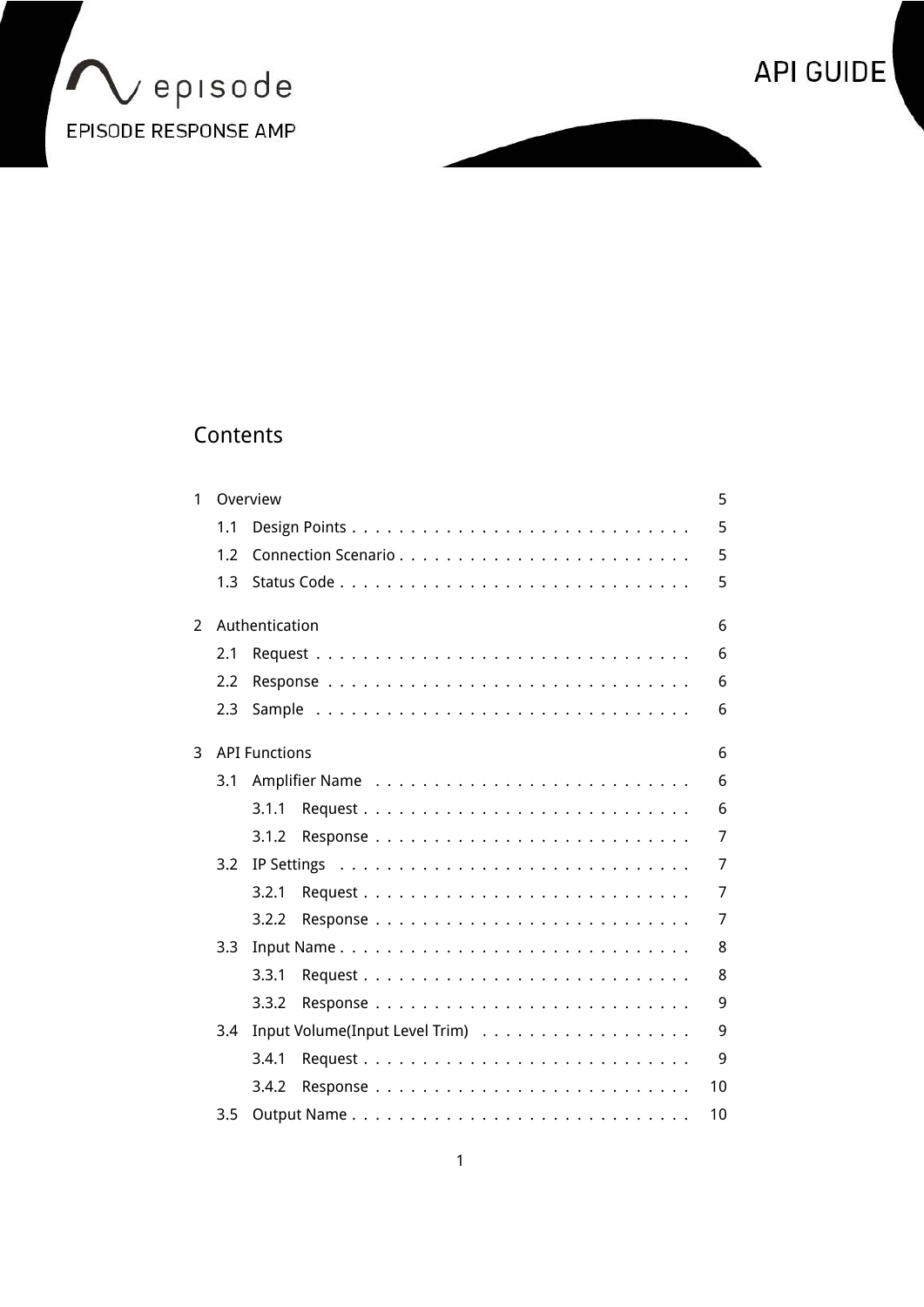episode

EPISODE RESPONSE AMP

API GUIDE

## Contents

- 1 Overview — 5
  - 1.1 Design Points — 5
  - 1.2 Connection Scenario — 5
  - 1.3 Status Code — 5
- 2 Authentication — 6
  - 2.1 Request — 6
  - 2.2 Response — 6
  - 2.3 Sample — 6
- 3 API Functions — 6
  - 3.1 Amplifier Name — 6
    - 3.1.1 Request — 6
    - 3.1.2 Response — 7
  - 3.2 IP Settings — 7
    - 3.2.1 Request — 7
    - 3.2.2 Response — 7
  - 3.3 Input Name — 8
    - 3.3.1 Request — 8
    - 3.3.2 Response — 9
  - 3.4 Input Volume(Input Level Trim) — 9
    - 3.4.1 Request — 9
    - 3.4.2 Response — 10
  - 3.5 Output Name — 10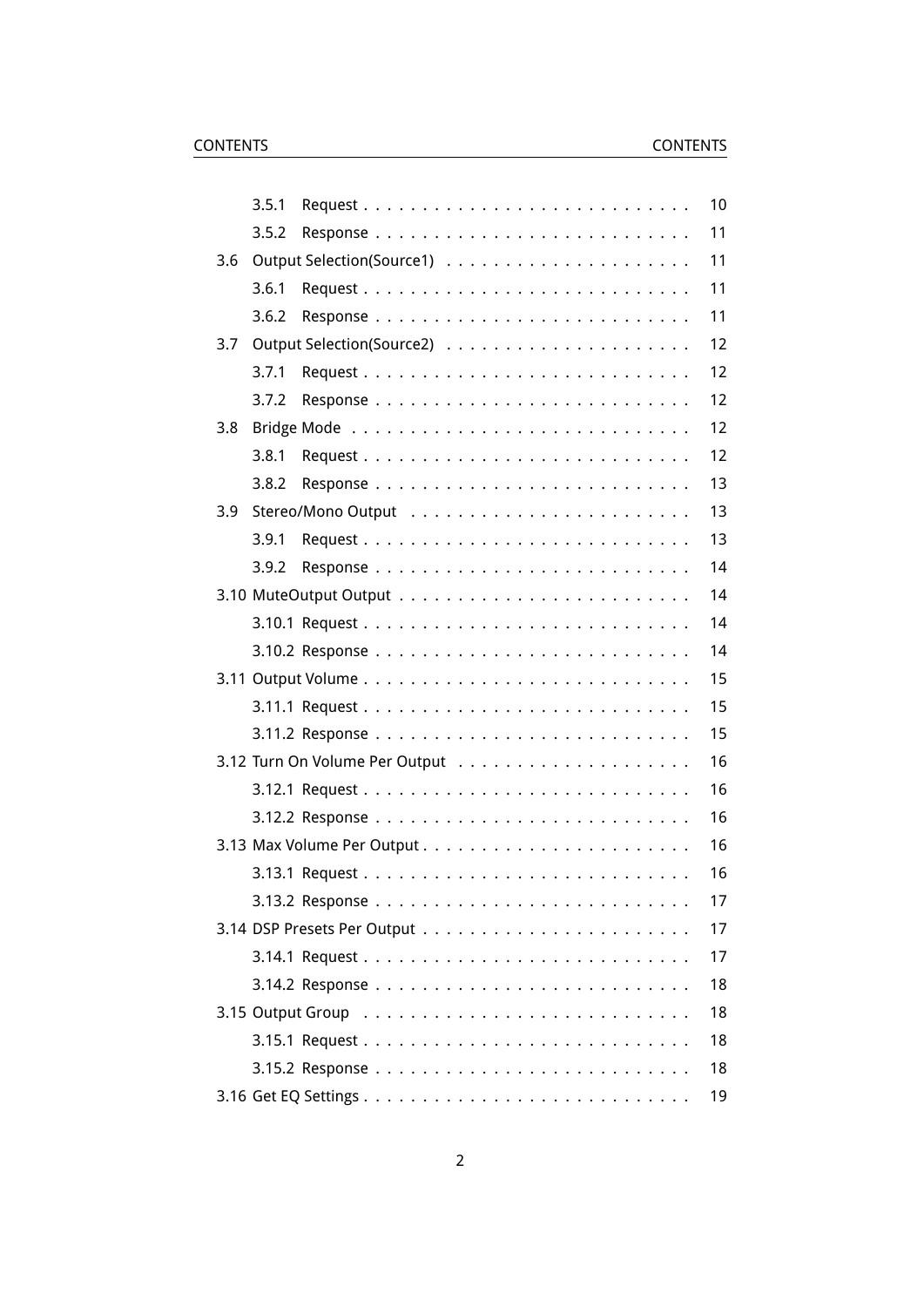- 3.5.1 Request . . . . . . . . . . . . . . . . . . . . . . . . . . . . 10
- 3.5.2 Response . . . . . . . . . . . . . . . . . . . . . . . . . . . 11
- 3.6 Output Selection(Source1) . . . . . . . . . . . . . . . . . . . . . 11
  - 3.6.1 Request . . . . . . . . . . . . . . . . . . . . . . . . . . . . 11
  - 3.6.2 Response . . . . . . . . . . . . . . . . . . . . . . . . . . . 11
- 3.7 Output Selection(Source2) . . . . . . . . . . . . . . . . . . . . . 12
  - 3.7.1 Request . . . . . . . . . . . . . . . . . . . . . . . . . . . . 12
  - 3.7.2 Response . . . . . . . . . . . . . . . . . . . . . . . . . . . 12
- 3.8 Bridge Mode . . . . . . . . . . . . . . . . . . . . . . . . . . . . . 12
  - 3.8.1 Request . . . . . . . . . . . . . . . . . . . . . . . . . . . . 12
  - 3.8.2 Response . . . . . . . . . . . . . . . . . . . . . . . . . . . 13
- 3.9 Stereo/Mono Output . . . . . . . . . . . . . . . . . . . . . . . . 13
  - 3.9.1 Request . . . . . . . . . . . . . . . . . . . . . . . . . . . . 13
  - 3.9.2 Response . . . . . . . . . . . . . . . . . . . . . . . . . . . 14
- 3.10 MuteOutput Output . . . . . . . . . . . . . . . . . . . . . . . . . 14
  - 3.10.1 Request . . . . . . . . . . . . . . . . . . . . . . . . . . . . 14
  - 3.10.2 Response . . . . . . . . . . . . . . . . . . . . . . . . . . . 14
- 3.11 Output Volume . . . . . . . . . . . . . . . . . . . . . . . . . . . . 15
  - 3.11.1 Request . . . . . . . . . . . . . . . . . . . . . . . . . . . . 15
  - 3.11.2 Response . . . . . . . . . . . . . . . . . . . . . . . . . . . 15
- 3.12 Turn On Volume Per Output . . . . . . . . . . . . . . . . . . . . 16
  - 3.12.1 Request . . . . . . . . . . . . . . . . . . . . . . . . . . . . 16
  - 3.12.2 Response . . . . . . . . . . . . . . . . . . . . . . . . . . . 16
- 3.13 Max Volume Per Output . . . . . . . . . . . . . . . . . . . . . . . 16
  - 3.13.1 Request . . . . . . . . . . . . . . . . . . . . . . . . . . . . 16
  - 3.13.2 Response . . . . . . . . . . . . . . . . . . . . . . . . . . . 17
- 3.14 DSP Presets Per Output . . . . . . . . . . . . . . . . . . . . . . . 17
  - 3.14.1 Request . . . . . . . . . . . . . . . . . . . . . . . . . . . . 17
  - 3.14.2 Response . . . . . . . . . . . . . . . . . . . . . . . . . . . 18
- 3.15 Output Group . . . . . . . . . . . . . . . . . . . . . . . . . . . . 18
  - 3.15.1 Request . . . . . . . . . . . . . . . . . . . . . . . . . . . . 18
  - 3.15.2 Response . . . . . . . . . . . . . . . . . . . . . . . . . . . 18
- 3.16 Get EQ Settings . . . . . . . . . . . . . . . . . . . . . . . . . . . 19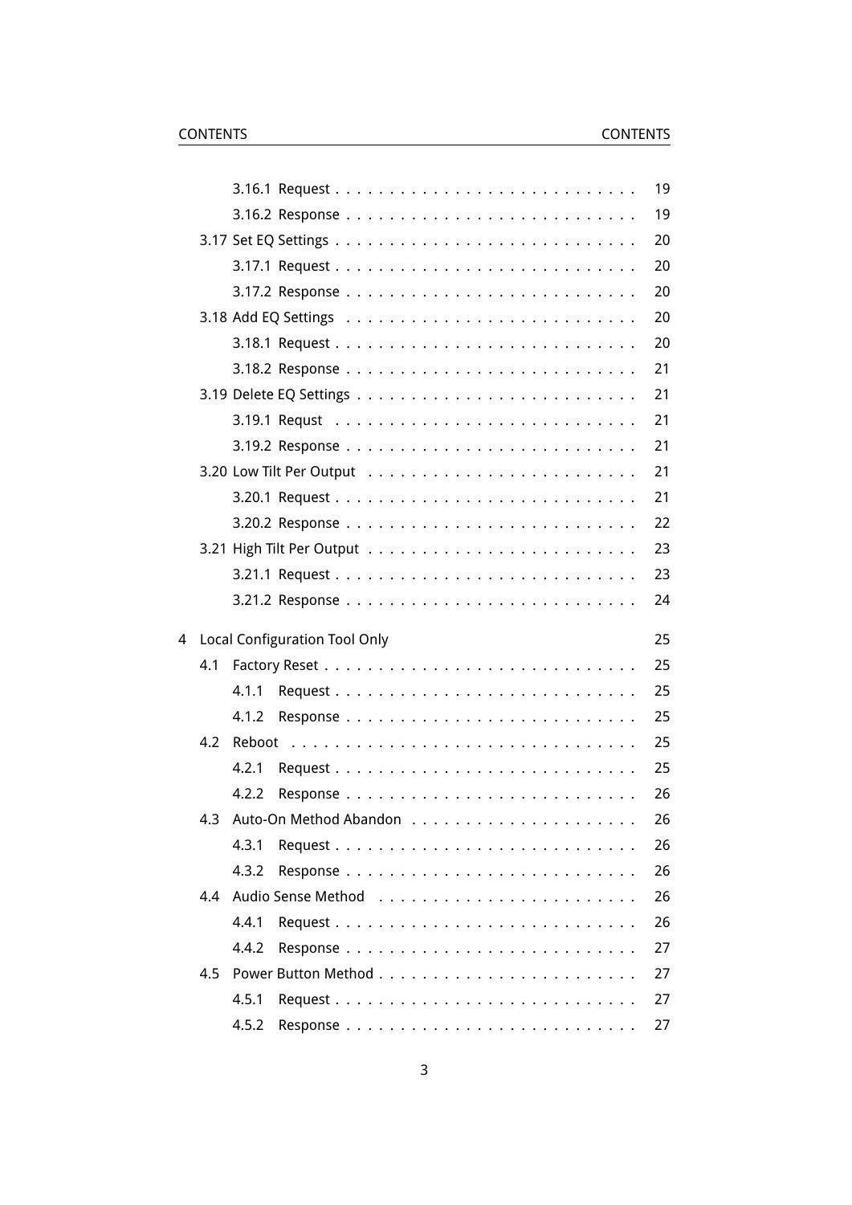- 3.16.1 Request . . . . . . . . . . . . . . . . . . . . . . . . . . . . 19
- 3.16.2 Response . . . . . . . . . . . . . . . . . . . . . . . . . . . 19
- 3.17 Set EQ Settings . . . . . . . . . . . . . . . . . . . . . . . . . . . 20
  - 3.17.1 Request . . . . . . . . . . . . . . . . . . . . . . . . . . . . 20
  - 3.17.2 Response . . . . . . . . . . . . . . . . . . . . . . . . . . . 20
- 3.18 Add EQ Settings . . . . . . . . . . . . . . . . . . . . . . . . . . . 20
  - 3.18.1 Request . . . . . . . . . . . . . . . . . . . . . . . . . . . . 20
  - 3.18.2 Response . . . . . . . . . . . . . . . . . . . . . . . . . . . 21
- 3.19 Delete EQ Settings . . . . . . . . . . . . . . . . . . . . . . . . . . 21
  - 3.19.1 Requst . . . . . . . . . . . . . . . . . . . . . . . . . . . . 21
  - 3.19.2 Response . . . . . . . . . . . . . . . . . . . . . . . . . . . 21
- 3.20 Low Tilt Per Output . . . . . . . . . . . . . . . . . . . . . . . . . 21
  - 3.20.1 Request . . . . . . . . . . . . . . . . . . . . . . . . . . . . 21
  - 3.20.2 Response . . . . . . . . . . . . . . . . . . . . . . . . . . . 22
- 3.21 High Tilt Per Output . . . . . . . . . . . . . . . . . . . . . . . . . 23
  - 3.21.1 Request . . . . . . . . . . . . . . . . . . . . . . . . . . . . 23
  - 3.21.2 Response . . . . . . . . . . . . . . . . . . . . . . . . . . . 24

4 Local Configuration Tool Only 25
- 4.1 Factory Reset . . . . . . . . . . . . . . . . . . . . . . . . . . . . . 25
  - 4.1.1 Request . . . . . . . . . . . . . . . . . . . . . . . . . . . . 25
  - 4.1.2 Response . . . . . . . . . . . . . . . . . . . . . . . . . . . 25
- 4.2 Reboot . . . . . . . . . . . . . . . . . . . . . . . . . . . . . . . . 25
  - 4.2.1 Request . . . . . . . . . . . . . . . . . . . . . . . . . . . . 25
  - 4.2.2 Response . . . . . . . . . . . . . . . . . . . . . . . . . . . 26
- 4.3 Auto-On Method Abandon . . . . . . . . . . . . . . . . . . . . . . 26
  - 4.3.1 Request . . . . . . . . . . . . . . . . . . . . . . . . . . . . 26
  - 4.3.2 Response . . . . . . . . . . . . . . . . . . . . . . . . . . . 26
- 4.4 Audio Sense Method . . . . . . . . . . . . . . . . . . . . . . . . . 26
  - 4.4.1 Request . . . . . . . . . . . . . . . . . . . . . . . . . . . . 26
  - 4.4.2 Response . . . . . . . . . . . . . . . . . . . . . . . . . . . 27
- 4.5 Power Button Method . . . . . . . . . . . . . . . . . . . . . . . . 27
  - 4.5.1 Request . . . . . . . . . . . . . . . . . . . . . . . . . . . . 27
  - 4.5.2 Response . . . . . . . . . . . . . . . . . . . . . . . . . . . 27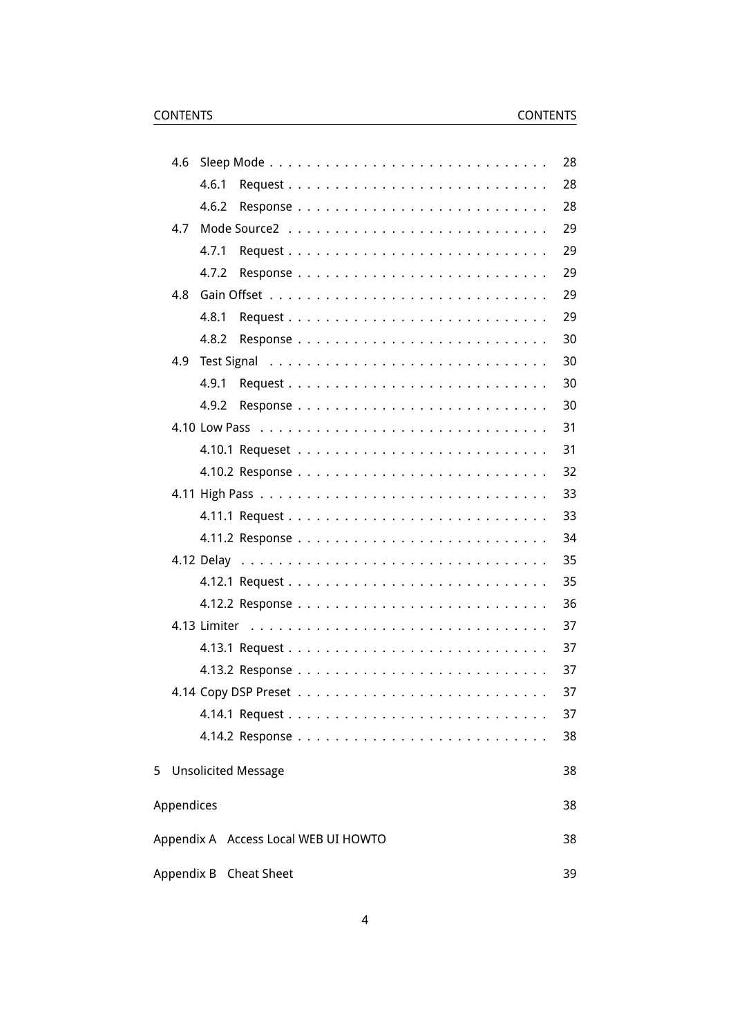- 4.6 Sleep Mode . . . . . . . . . . . . . . . . . . . . . . . . . . . . . . 28
  - 4.6.1 Request . . . . . . . . . . . . . . . . . . . . . . . . . . . 28
  - 4.6.2 Response . . . . . . . . . . . . . . . . . . . . . . . . . . 28
- 4.7 Mode Source2 . . . . . . . . . . . . . . . . . . . . . . . . . . . 29
  - 4.7.1 Request . . . . . . . . . . . . . . . . . . . . . . . . . . . 29
  - 4.7.2 Response . . . . . . . . . . . . . . . . . . . . . . . . . . 29
- 4.8 Gain Offset . . . . . . . . . . . . . . . . . . . . . . . . . . . . 29
  - 4.8.1 Request . . . . . . . . . . . . . . . . . . . . . . . . . . . 29
  - 4.8.2 Response . . . . . . . . . . . . . . . . . . . . . . . . . . 30
- 4.9 Test Signal . . . . . . . . . . . . . . . . . . . . . . . . . . . . 30
  - 4.9.1 Request . . . . . . . . . . . . . . . . . . . . . . . . . . . 30
  - 4.9.2 Response . . . . . . . . . . . . . . . . . . . . . . . . . . 30
- 4.10 Low Pass . . . . . . . . . . . . . . . . . . . . . . . . . . . . . 31
  - 4.10.1 Requeset . . . . . . . . . . . . . . . . . . . . . . . . . . 31
  - 4.10.2 Response . . . . . . . . . . . . . . . . . . . . . . . . . . 32
- 4.11 High Pass . . . . . . . . . . . . . . . . . . . . . . . . . . . . . 33
  - 4.11.1 Request . . . . . . . . . . . . . . . . . . . . . . . . . . . 33
  - 4.11.2 Response . . . . . . . . . . . . . . . . . . . . . . . . . . 34
- 4.12 Delay . . . . . . . . . . . . . . . . . . . . . . . . . . . . . . . 35
  - 4.12.1 Request . . . . . . . . . . . . . . . . . . . . . . . . . . . 35
  - 4.12.2 Response . . . . . . . . . . . . . . . . . . . . . . . . . . 36
- 4.13 Limiter . . . . . . . . . . . . . . . . . . . . . . . . . . . . . . 37
  - 4.13.1 Request . . . . . . . . . . . . . . . . . . . . . . . . . . . 37
  - 4.13.2 Response . . . . . . . . . . . . . . . . . . . . . . . . . . 37
- 4.14 Copy DSP Preset . . . . . . . . . . . . . . . . . . . . . . . . . . 37
  - 4.14.1 Request . . . . . . . . . . . . . . . . . . . . . . . . . . . 37
  - 4.14.2 Response . . . . . . . . . . . . . . . . . . . . . . . . . . 38

5 Unsolicited Message 38

Appendices 38

Appendix A Access Local WEB UI HOWTO 38

Appendix B Cheat Sheet 39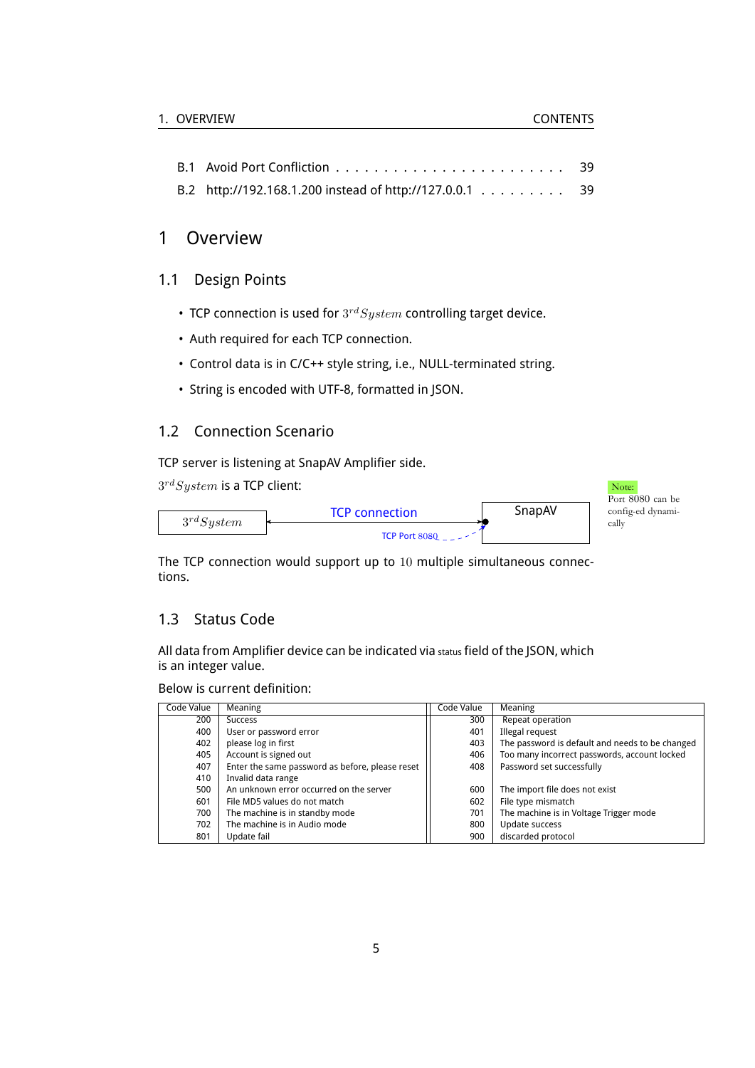| | | |
|---|---|---|
| B.1 | Avoid Port Confliction | 39 |
| B.2 | http://192.168.1.200 instead of http://127.0.0.1 | 39 |

# 1 Overview

## 1.1 Design Points

- TCP connection is used for $3^{rd}System$ controlling target device.
- Auth required for each TCP connection.
- Control data is in C/C++ style string, i.e., NULL-terminated string.
- String is encoded with UTF-8, formatted in JSON.

## 1.2 Connection Scenario

TCP server is listening at SnapAV Amplifier side.

$3^{rd}System$ is a TCP client:

$3^{rd}System$ ← TCP connection → SnapAV (TCP Port 8080)

Note: Port 8080 can be config-ed dynamically

The TCP connection would support up to 10 multiple simultaneous connections.

## 1.3 Status Code

All data from Amplifier device can be indicated via status field of the JSON, which is an integer value.

Below is current definition:

| Code Value | Meaning | Code Value | Meaning |
|---|---|---|---|
| 200 | Success | 300 | Repeat operation |
| 400 | User or password error | 401 | Illegal request |
| 402 | please log in first | 403 | The password is default and needs to be changed |
| 405 | Account is signed out | 406 | Too many incorrect passwords, account locked |
| 407 | Enter the same password as before, please reset | 408 | Password set successfully |
| 410 | Invalid data range | | |
| 500 | An unknown error occurred on the server | 600 | The import file does not exist |
| 601 | File MD5 values do not match | 602 | File type mismatch |
| 700 | The machine is in standby mode | 701 | The machine is in Voltage Trigger mode |
| 702 | The machine is in Audio mode | 800 | Update success |
| 801 | Update fail | 900 | discarded protocol |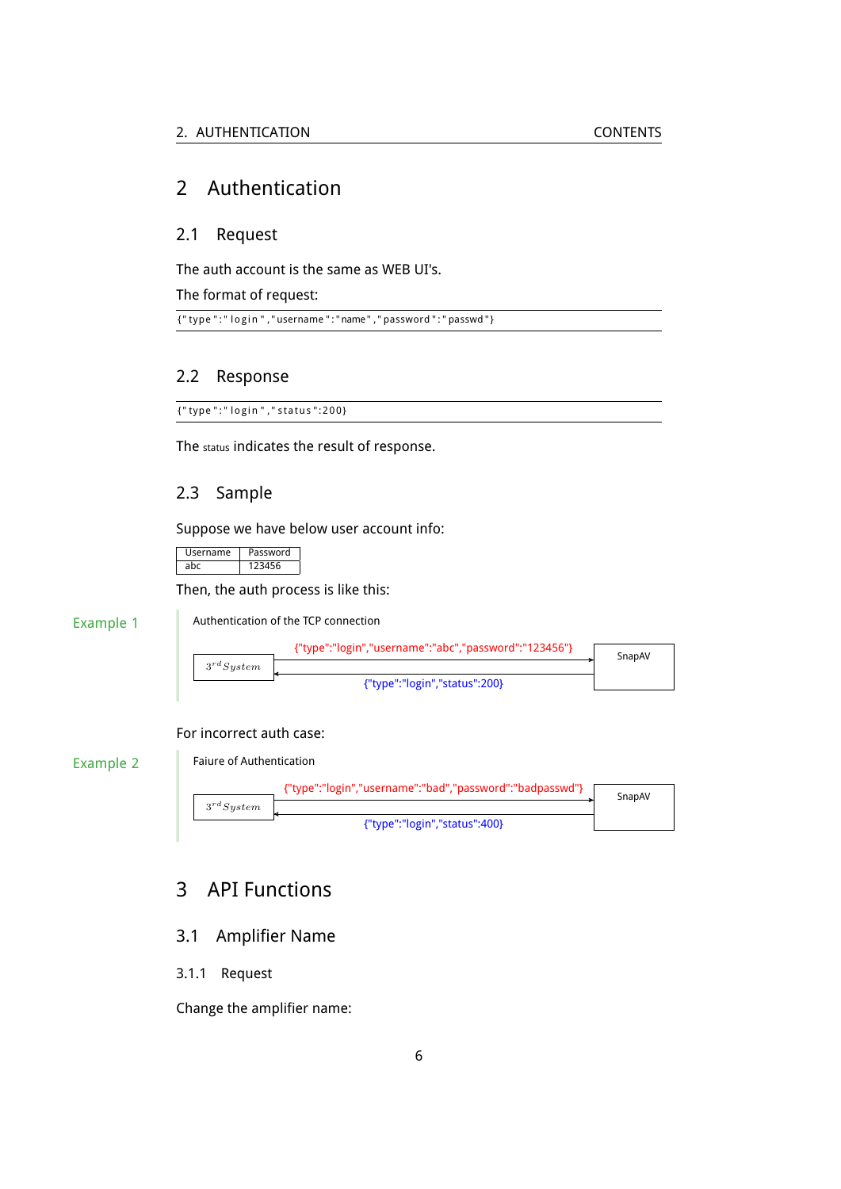# 2 Authentication

## 2.1 Request

The auth account is the same as WEB UI's.

The format of request:

```
{"type":"login","username":"name","password":"passwd"}
```

## 2.2 Response

```
{"type":"login","status":200}
```

The status indicates the result of response.

## 2.3 Sample

Suppose we have below user account info:

| Username | Password |
|---|---|
| abc | 123456 |

Then, the auth process is like this:

Example 1

Authentication of the TCP connection

$3^{rd} System$ → SnapAV: {"type":"login","username":"abc","password":"123456"}

SnapAV → $3^{rd} System$: {"type":"login","status":200}

For incorrect auth case:

Example 2

Faiure of Authentication

$3^{rd} System$ → SnapAV: {"type":"login","username":"bad","password":"badpasswd"}

SnapAV → $3^{rd} System$: {"type":"login","status":400}

# 3 API Functions

## 3.1 Amplifier Name

### 3.1.1 Request

Change the amplifier name: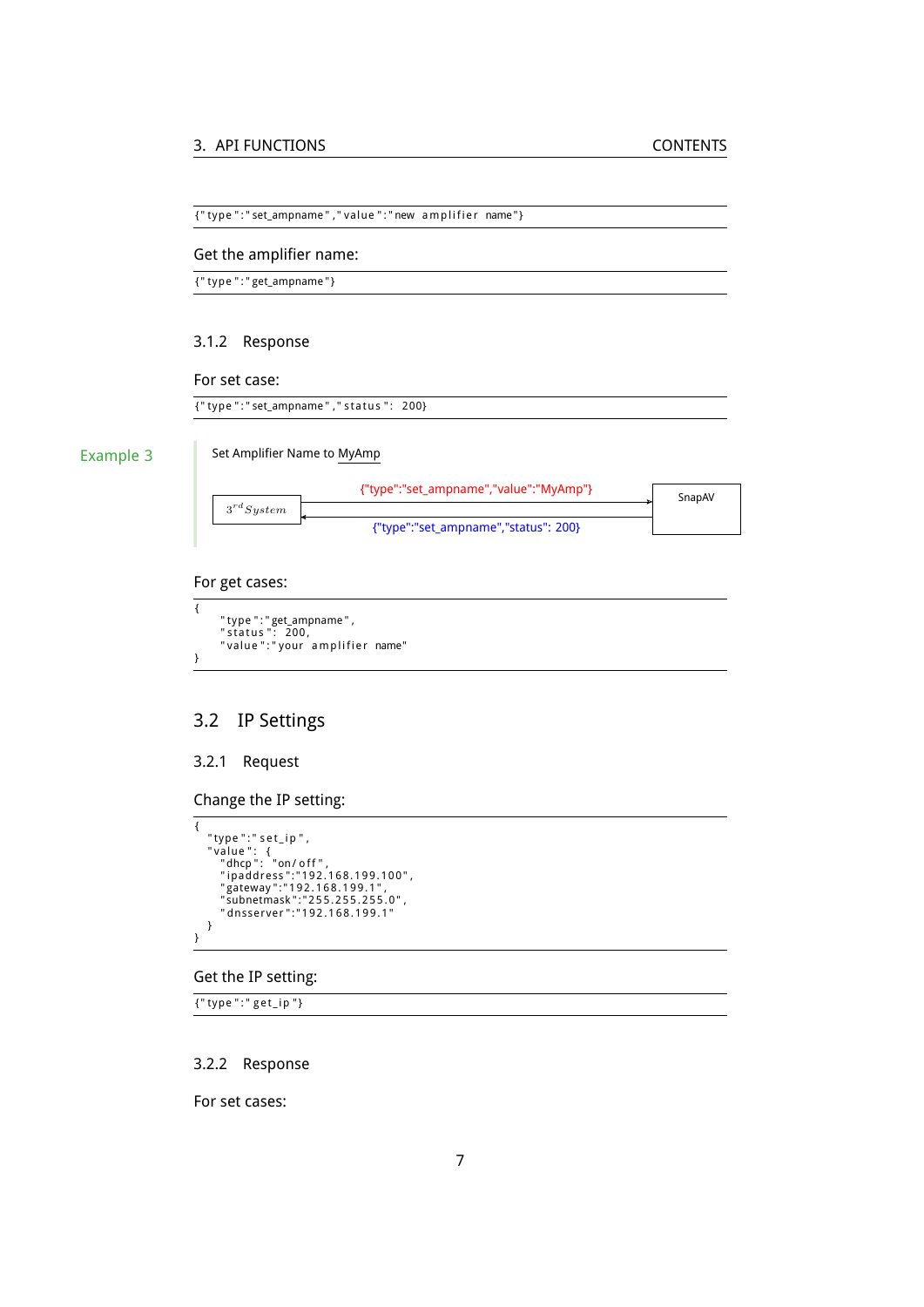```
{"type":"set_ampname","value":"new amplifier name"}
```

Get the amplifier name:

```
{"type":"get_ampname"}
```

### 3.1.2 Response

For set case:

```
{"type":"set_ampname","status": 200}
```

Example 3

Set Amplifier Name to MyAmp

$3^{rd}System$ → SnapAV: {"type":"set_ampname","value":"MyAmp"}

SnapAV → $3^{rd}System$: {"type":"set_ampname","status": 200}

For get cases:

```
{
    "type":"get_ampname",
    "status": 200,
    "value":"your amplifier name"
}
```

## 3.2 IP Settings

### 3.2.1 Request

Change the IP setting:

```
{
  "type":"set_ip",
  "value": {
    "dhcp": "on/off",
    "ipaddress":"192.168.199.100",
    "gateway":"192.168.199.1",
    "subnetmask":"255.255.255.0",
    "dnsserver":"192.168.199.1"
  }
}
```

Get the IP setting:

```
{"type":"get_ip"}
```

### 3.2.2 Response

For set cases: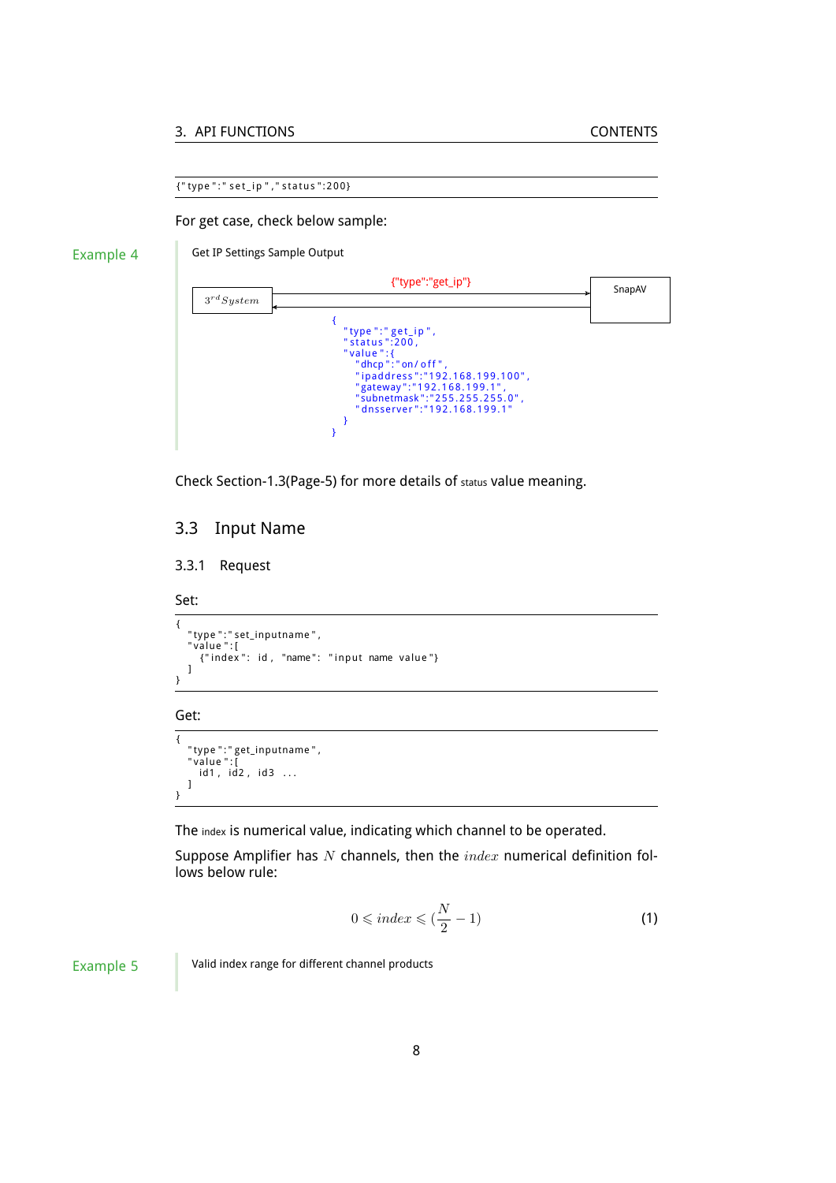```
{"type":"set_ip","status":200}
```

For get case, check below sample:

**Example 4** Get IP Settings Sample Output

$3^{rd} System$ → SnapAV: {"type":"get_ip"}

SnapAV → $3^{rd} System$:

```
{
  "type":"get_ip",
  "status":200,
  "value":{
    "dhcp":"on/off",
    "ipaddress":"192.168.199.100",
    "gateway":"192.168.199.1",
    "subnetmask":"255.255.255.0",
    "dnsserver":"192.168.199.1"
  }
}
```

Check Section-1.3(Page-5) for more details of status value meaning.

## 3.3 Input Name

### 3.3.1 Request

Set:

```
{
  "type":"set_inputname",
  "value":[
    {"index": id, "name": "input name value"}
  ]
}
```

Get:

```
{
  "type":"get_inputname",
  "value":[
    id1, id2, id3 ...
  ]
}
```

The index is numerical value, indicating which channel to be operated.

Suppose Amplifier has $N$ channels, then the $index$ numerical definition follows below rule:

$$0 \leqslant index \leqslant (\frac{N}{2} - 1) \tag{1}$$

**Example 5** Valid index range for different channel products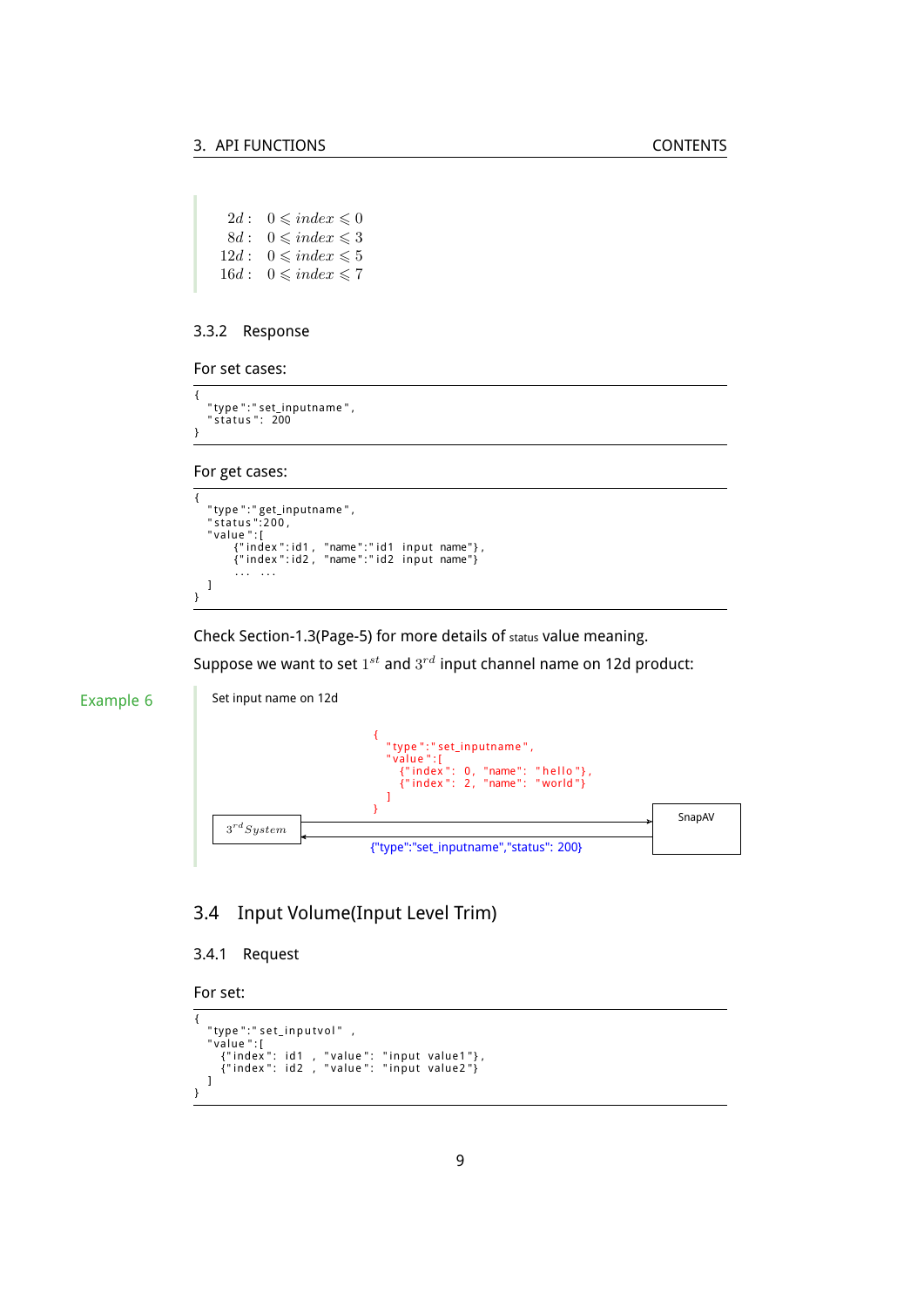$$
\begin{aligned}
2d: &\quad 0 \leqslant index \leqslant 0 \\
8d: &\quad 0 \leqslant index \leqslant 3 \\
12d: &\quad 0 \leqslant index \leqslant 5 \\
16d: &\quad 0 \leqslant index \leqslant 7
\end{aligned}
$$

### 3.3.2 Response

For set cases:

```
{
  "type":"set_inputname",
  "status": 200
}
```

For get cases:

```
{
  "type":"get_inputname",
  "status":200,
  "value":[
      {"index":id1, "name":"id1 input name"},
      {"index":id2, "name":"id2 input name"}
      ... ...
  ]
}
```

Check Section-1.3(Page-5) for more details of status value meaning.

Suppose we want to set $1^{st}$ and $3^{rd}$ input channel name on 12d product:

**Example 6** Set input name on 12d

$3^{rd} System$ → SnapAV:

```
{
  "type":"set_inputname",
  "value":[
    {"index": 0, "name": "hello"},
    {"index": 2, "name": "world"}
  ]
}
```

SnapAV → $3^{rd} System$:

```
{"type":"set_inputname","status": 200}
```

## 3.4 Input Volume(Input Level Trim)

### 3.4.1 Request

For set:

```
{
  "type":"set_inputvol" ,
  "value":[
    {"index": id1 , "value": "input value1"},
    {"index": id2 , "value": "input value2"}
  ]
}
```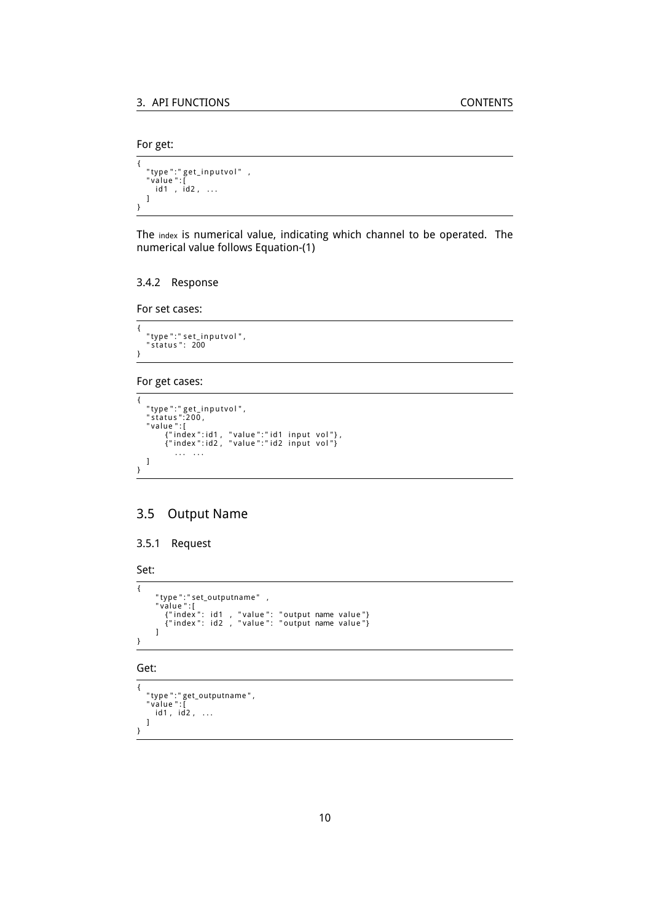For get:

```
{
  "type":"get_inputvol" ,
  "value":[
    id1 , id2, ...
  ]
}
```

The index is numerical value, indicating which channel to be operated. The numerical value follows Equation-(1)

#### 3.4.2 Response

For set cases:

```
{
  "type":"set_inputvol",
  "status": 200
}
```

For get cases:

```
{
  "type":"get_inputvol",
  "status":200,
  "value":[
      {"index":id1, "value":"id1 input vol"},
      {"index":id2, "value":"id2 input vol"}
        ... ...
  ]
}
```

### 3.5 Output Name

#### 3.5.1 Request

Set:

```
{
    "type":"set_outputname" ,
    "value":[
      {"index": id1 , "value": "output name value"}
      {"index": id2 , "value": "output name value"}
    ]
}
```

Get:

```
{
  "type":"get_outputname",
  "value":[
    id1, id2, ...
  ]
}
```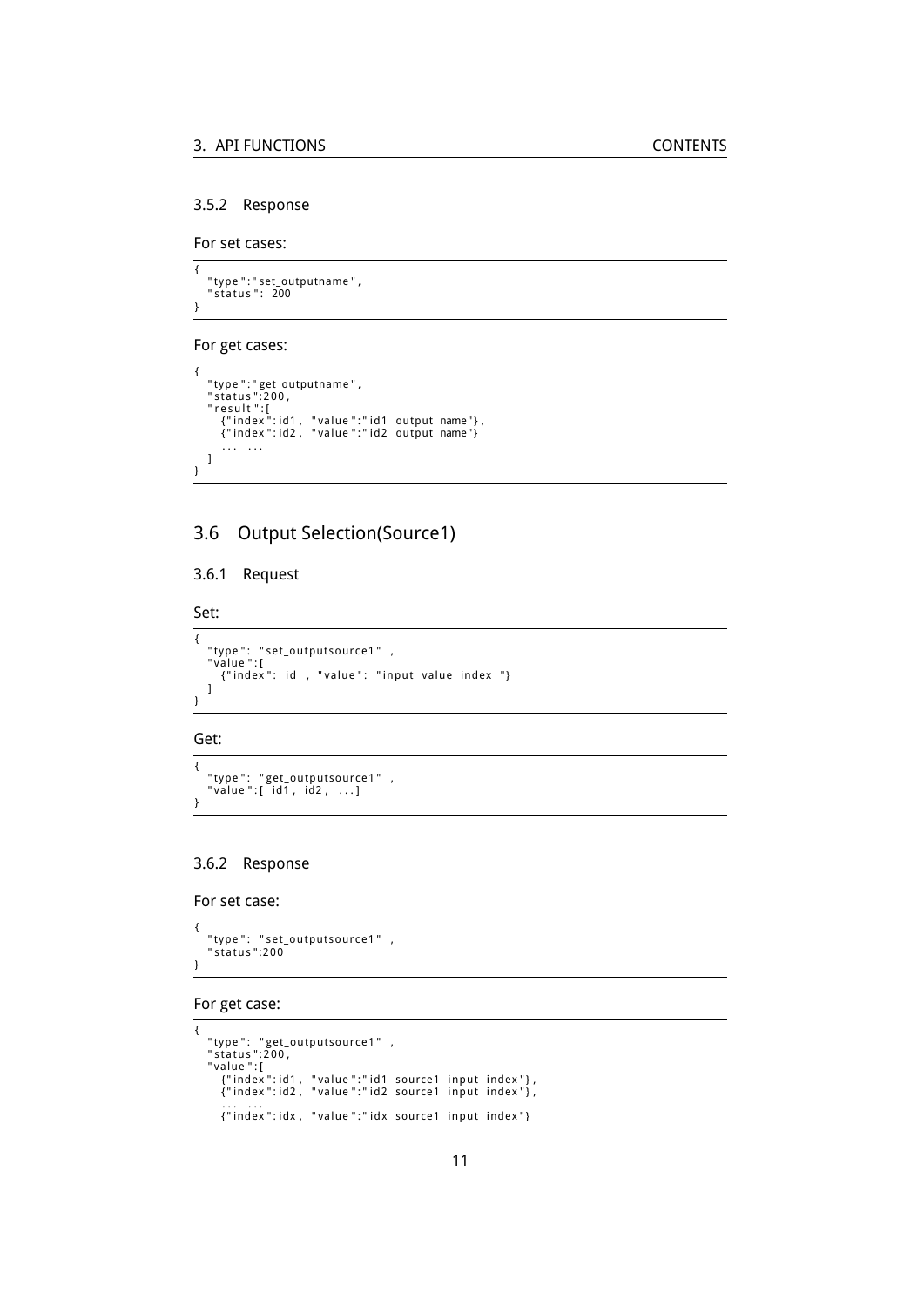### 3.5.2 Response

For set cases:

```
{
  "type":"set_outputname",
  "status": 200
}
```

For get cases:

```
{
  "type":"get_outputname",
  "status":200,
  "result":[
    {"index":id1, "value":"id1 output name"},
    {"index":id2, "value":"id2 output name"}
    ... ...
  ]
}
```

## 3.6 Output Selection(Source1)

### 3.6.1 Request

Set:

```
{
  "type": "set_outputsource1" ,
  "value":[
    {"index": id , "value": "input value index "}
  ]
}
```

Get:

```
{
  "type": "get_outputsource1" ,
  "value":[ id1, id2, ...]
}
```

### 3.6.2 Response

For set case:

```
{
  "type": "set_outputsource1" ,
  "status":200
}
```

For get case:

```
{
  "type": "get_outputsource1" ,
  "status":200,
  "value":[
    {"index":id1, "value":"id1 source1 input index"},
    {"index":id2, "value":"id2 source1 input index"},
    ... ...
    {"index":idx, "value":"idx source1 input index"}
```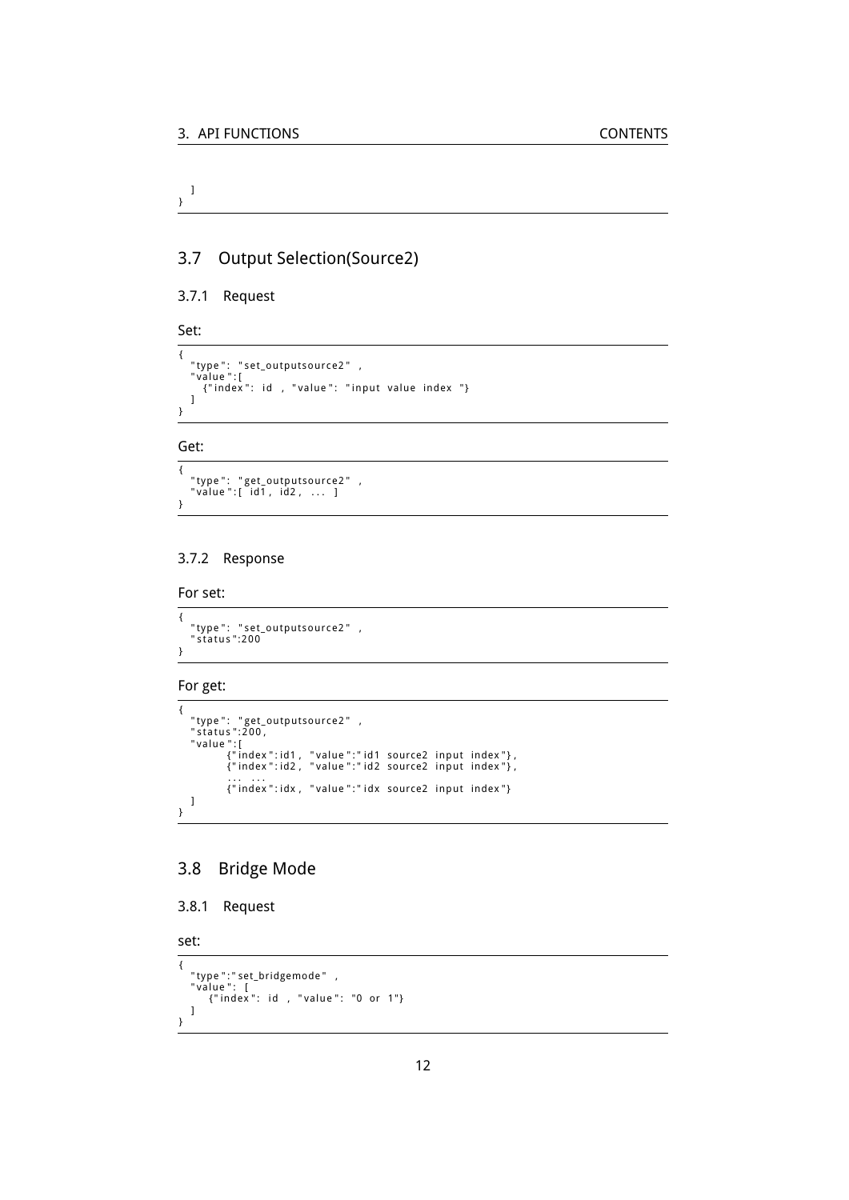```
  ]
}
```

## 3.7 Output Selection(Source2)

### 3.7.1 Request

Set:

```
{
  "type": "set_outputsource2" ,
  "value":[
    {"index": id , "value": "input value index "}
  ]
}
```

Get:

```
{
  "type": "get_outputsource2" ,
  "value":[ id1, id2, ... ]
}
```

### 3.7.2 Response

For set:

```
{
  "type": "set_outputsource2" ,
  "status":200
}
```

For get:

```
{
  "type": "get_outputsource2" ,
  "status":200,
  "value":[
        {"index":id1, "value":"id1 source2 input index"},
        {"index":id2, "value":"id2 source2 input index"},
        ... ...
        {"index":idx, "value":"idx source2 input index"}
  ]
}
```

## 3.8 Bridge Mode

### 3.8.1 Request

set:

```
{
  "type":"set_bridgemode" ,
  "value": [
     {"index": id , "value": "0 or 1"}
  ]
}
```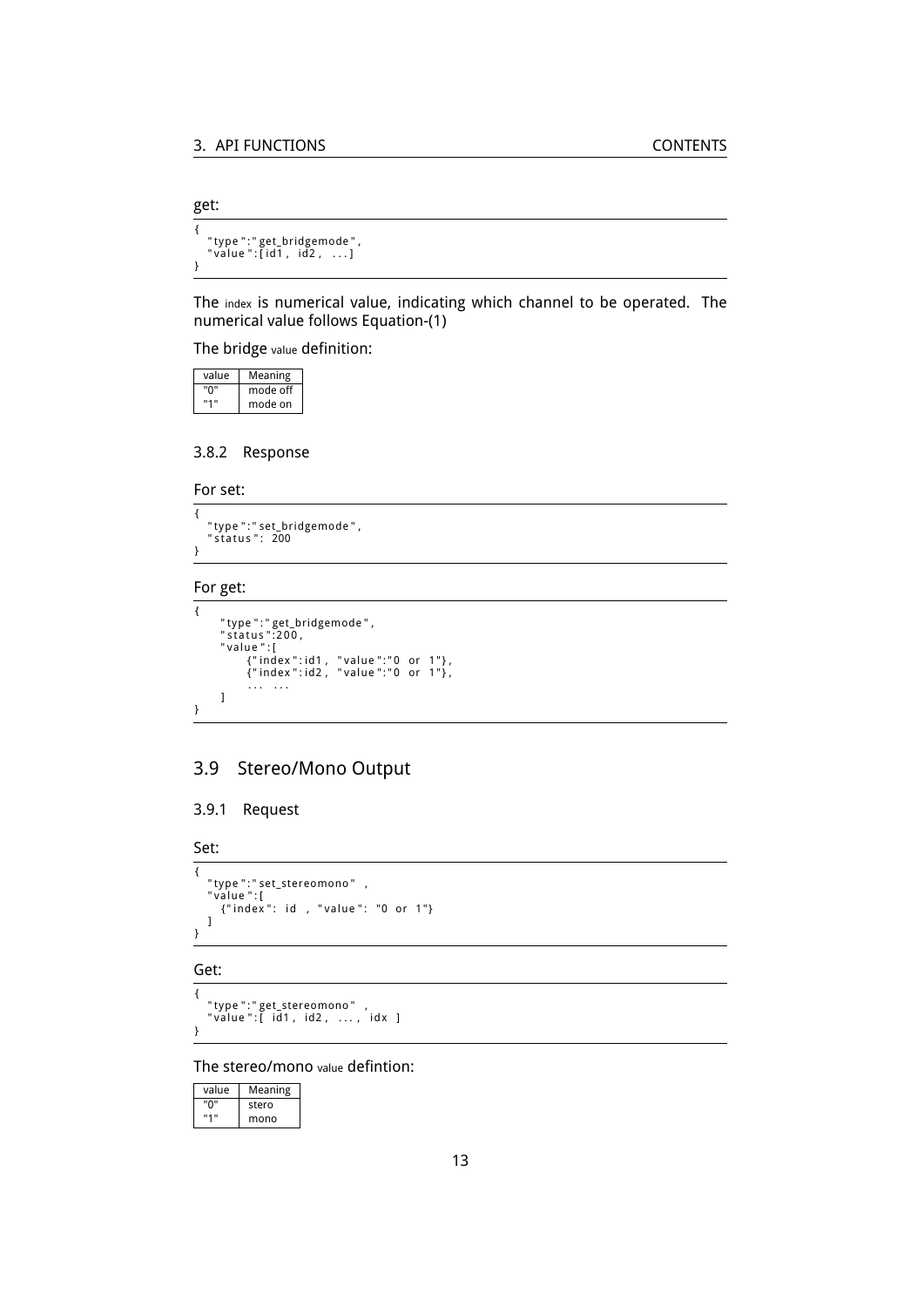get:

```
{
  "type":"get_bridgemode",
  "value":[id1, id2, ...]
}
```

The `index` is numerical value, indicating which channel to be operated. The numerical value follows Equation-(1)

The bridge `value` definition:

| value | Meaning |
|---|---|
| "0" | mode off |
| "1" | mode on |

### 3.8.2 Response

For set:

```
{
  "type":"set_bridgemode",
  "status": 200
}
```

For get:

```
{
    "type":"get_bridgemode",
    "status":200,
    "value":[
        {"index":id1, "value":"0 or 1"},
        {"index":id2, "value":"0 or 1"},
        ... ...
    ]
}
```

## 3.9 Stereo/Mono Output

### 3.9.1 Request

Set:

```
{
  "type":"set_stereomono" ,
  "value":[
    {"index": id , "value": "0 or 1"}
  ]
}
```

Get:

```
{
  "type":"get_stereomono" ,
  "value":[ id1, id2, ..., idx ]
}
```

The stereo/mono `value` defintion:

| value | Meaning |
|---|---|
| "0" | stero |
| "1" | mono |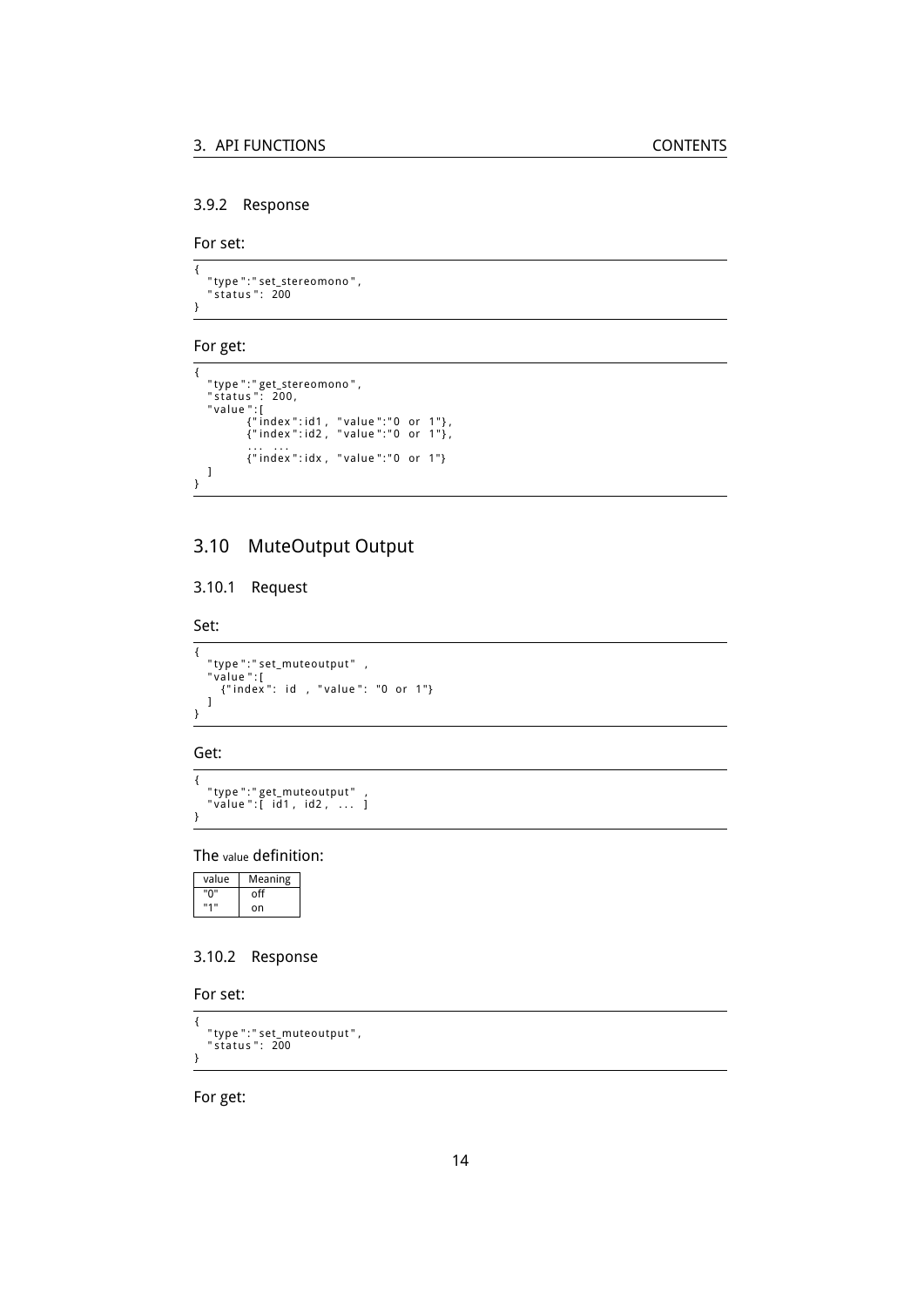### 3.9.2 Response

For set:

```
{
  "type":"set_stereomono",
  "status": 200
}
```

For get:

```
{
  "type":"get_stereomono",
  "status": 200,
  "value":[
        {"index":id1, "value":"0 or 1"},
        {"index":id2, "value":"0 or 1"},
        ... ...
        {"index":idx, "value":"0 or 1"}
  ]
}
```

## 3.10 MuteOutput Output

### 3.10.1 Request

Set:

```
{
  "type":"set_muteoutput" ,
  "value":[
    {"index": id , "value": "0 or 1"}
  ]
}
```

Get:

```
{
  "type":"get_muteoutput" ,
  "value":[ id1, id2, ... ]
}
```

The value definition:

| value | Meaning |
|---|---|
| "0" | off |
| "1" | on |

### 3.10.2 Response

For set:

```
{
  "type":"set_muteoutput",
  "status": 200
}
```

For get: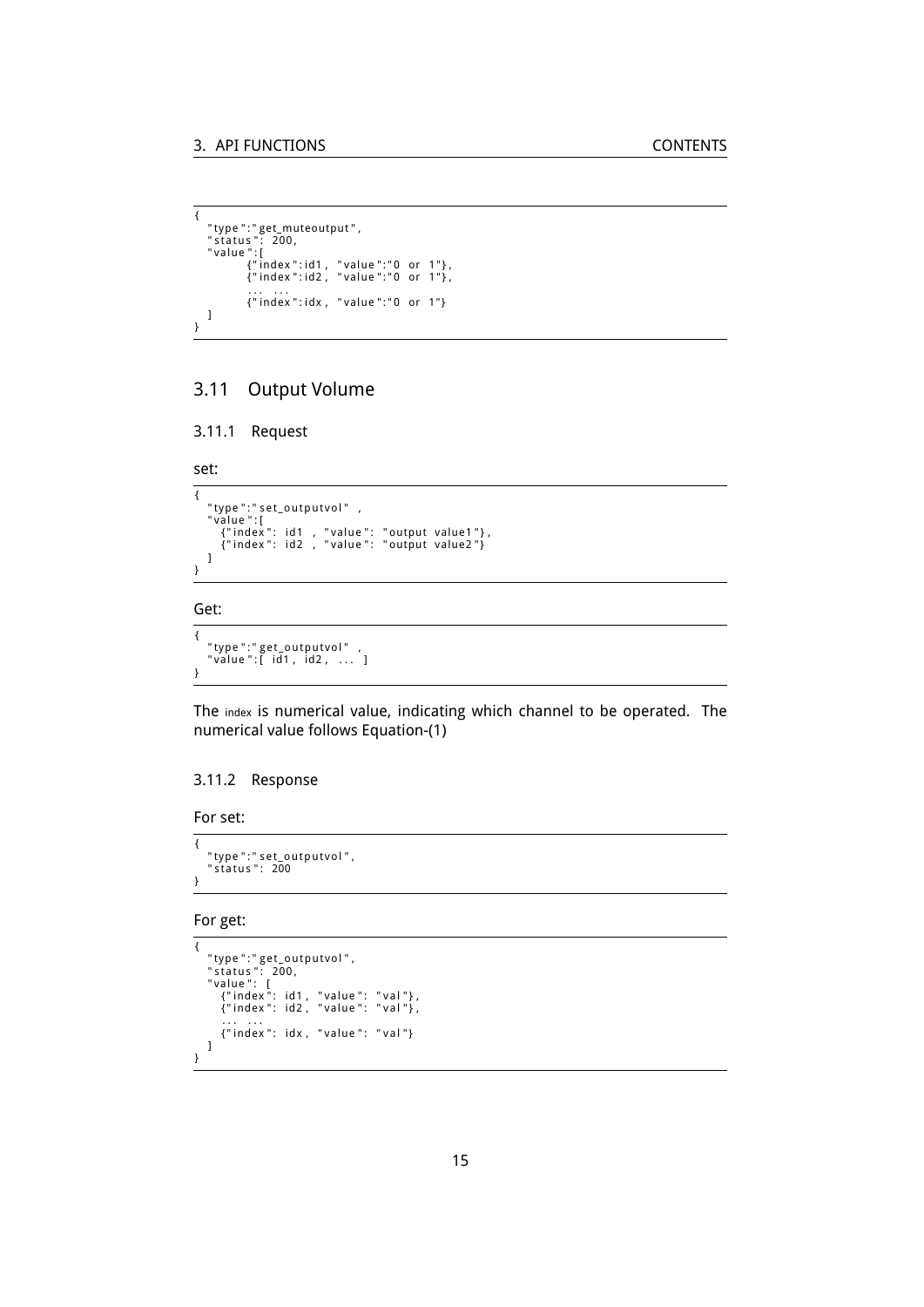```
{
  "type":"get_muteoutput",
  "status": 200,
  "value":[
        {"index":id1, "value":"0 or 1"},
        {"index":id2, "value":"0 or 1"},
        ... ...
        {"index":idx, "value":"0 or 1"}
  ]
}
```

## 3.11 Output Volume

### 3.11.1 Request

set:

```
{
  "type":"set_outputvol" ,
  "value":[
    {"index": id1 , "value": "output value1"},
    {"index": id2 , "value": "output value2"}
  ]
}
```

Get:

```
{
  "type":"get_outputvol" ,
  "value":[ id1, id2, ... ]
}
```

The index is numerical value, indicating which channel to be operated. The numerical value follows Equation-(1)

### 3.11.2 Response

For set:

```
{
  "type":"set_outputvol",
  "status": 200
}
```

For get:

```
{
  "type":"get_outputvol",
  "status": 200,
  "value": [
    {"index": id1, "value": "val"},
    {"index": id2, "value": "val"},
    ... ...
    {"index": idx, "value": "val"}
  ]
}
```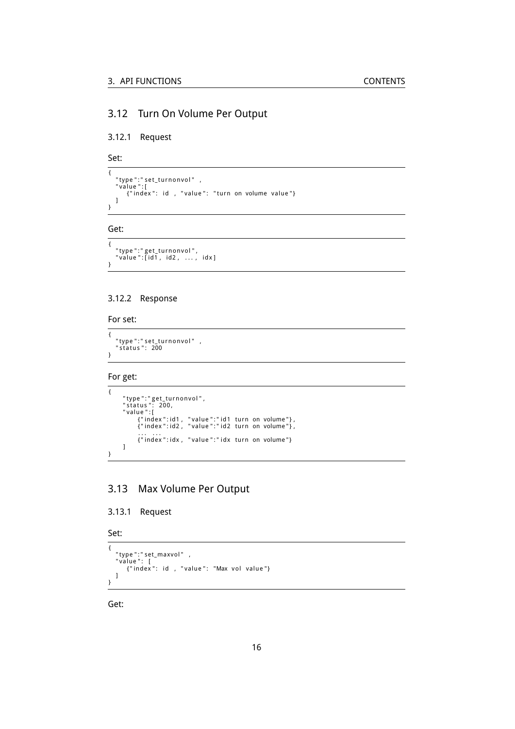## 3.12 Turn On Volume Per Output

### 3.12.1 Request

Set:

```
{
  "type":"set_turnonvol" ,
  "value":[
    {"index": id , "value": "turn on volume value"}
  ]
}
```

Get:

```
{
  "type":"get_turnonvol",
  "value":[id1, id2, ..., idx]
}
```

### 3.12.2 Response

For set:

```
{
  "type":"set_turnonvol" ,
  "status": 200
}
```

For get:

```
{
    "type":"get_turnonvol",
    "status": 200,
    "value":[
        {"index":id1, "value":"id1 turn on volume"},
        {"index":id2, "value":"id2 turn on volume"},
        ... ...
        {"index":idx, "value":"idx turn on volume"}
    ]
}
```

## 3.13 Max Volume Per Output

### 3.13.1 Request

Set:

```
{
  "type":"set_maxvol" ,
  "value": [
    {"index": id , "value": "Max vol value"}
  ]
}
```

Get: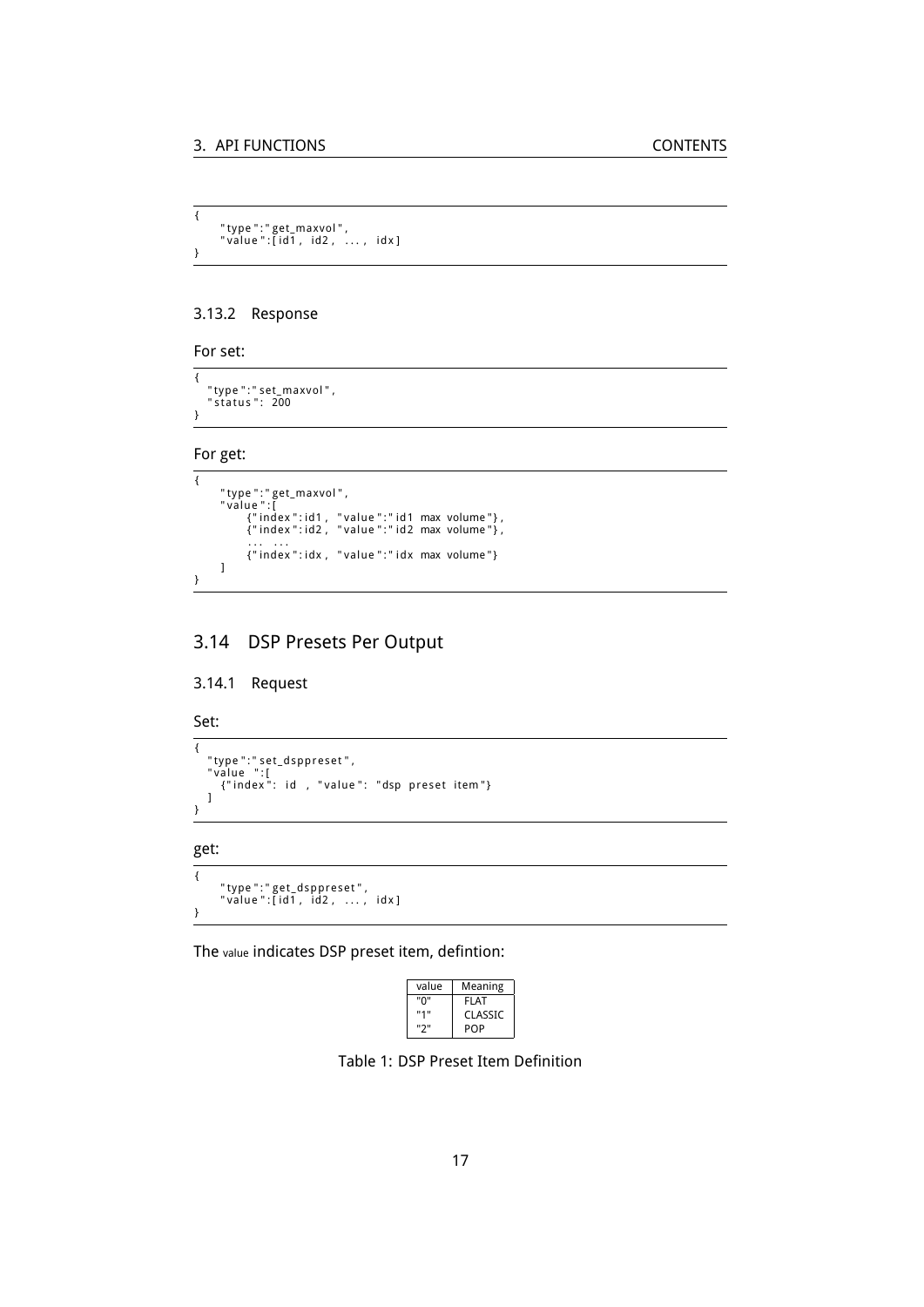```
{
    "type":"get_maxvol",
    "value":[id1, id2, ..., idx]
}
```

### 3.13.2 Response

For set:

```
{
  "type":"set_maxvol",
  "status": 200
}
```

For get:

```
{
    "type":"get_maxvol",
    "value":[
        {"index":id1, "value":"id1 max volume"},
        {"index":id2, "value":"id2 max volume"},
        ... ...
        {"index":idx, "value":"idx max volume"}
    ]
}
```

## 3.14 DSP Presets Per Output

### 3.14.1 Request

Set:

```
{
  "type":"set_dsppreset",
  "value ":[
    {"index": id , "value": "dsp preset item"}
  ]
}
```

get:

```
{
    "type":"get_dsppreset",
    "value":[id1, id2, ..., idx]
}
```

The value indicates DSP preset item, defintion:

| value | Meaning |
|---|---|
| "0" | FLAT |
| "1" | CLASSIC |
| "2" | POP |

Table 1: DSP Preset Item Definition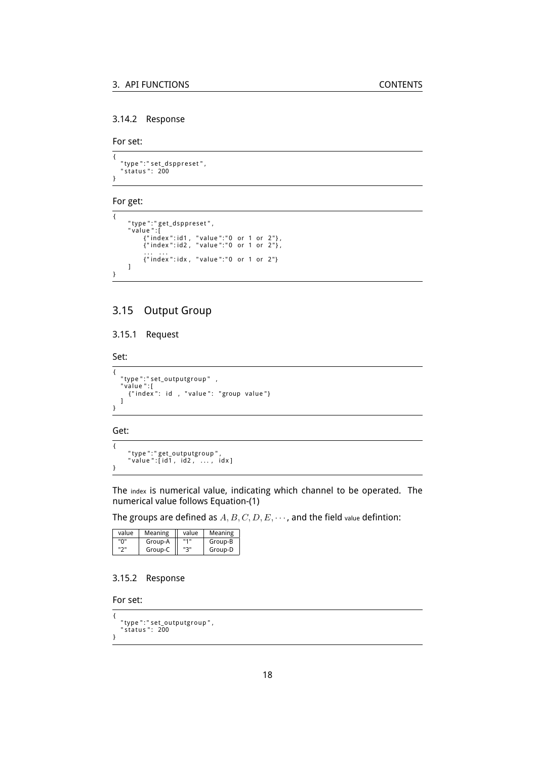### 3.14.2 Response

For set:

```
{
  "type":"set_dsppreset",
  "status": 200
}
```

For get:

```
{
    "type":"get_dsppreset",
    "value":[
        {"index":id1, "value":"0 or 1 or 2"},
        {"index":id2, "value":"0 or 1 or 2"},
        ... ...
        {"index":idx, "value":"0 or 1 or 2"}
    ]
}
```

## 3.15 Output Group

### 3.15.1 Request

Set:

```
{
  "type":"set_outputgroup" ,
  "value":[
    {"index": id , "value": "group value"}
  ]
}
```

Get:

```
{
    "type":"get_outputgroup",
    "value":[id1, id2, ..., idx]
}
```

The `index` is numerical value, indicating which channel to be operated. The numerical value follows Equation-(1)

The groups are defined as $A, B, C, D, E, \cdots$, and the field `value` defintion:

| value | Meaning | value | Meaning |
|---|---|---|---|
| "0" | Group-A | "1" | Group-B |
| "2" | Group-C | "3" | Group-D |

### 3.15.2 Response

For set:

```
{
  "type":"set_outputgroup",
  "status": 200
}
```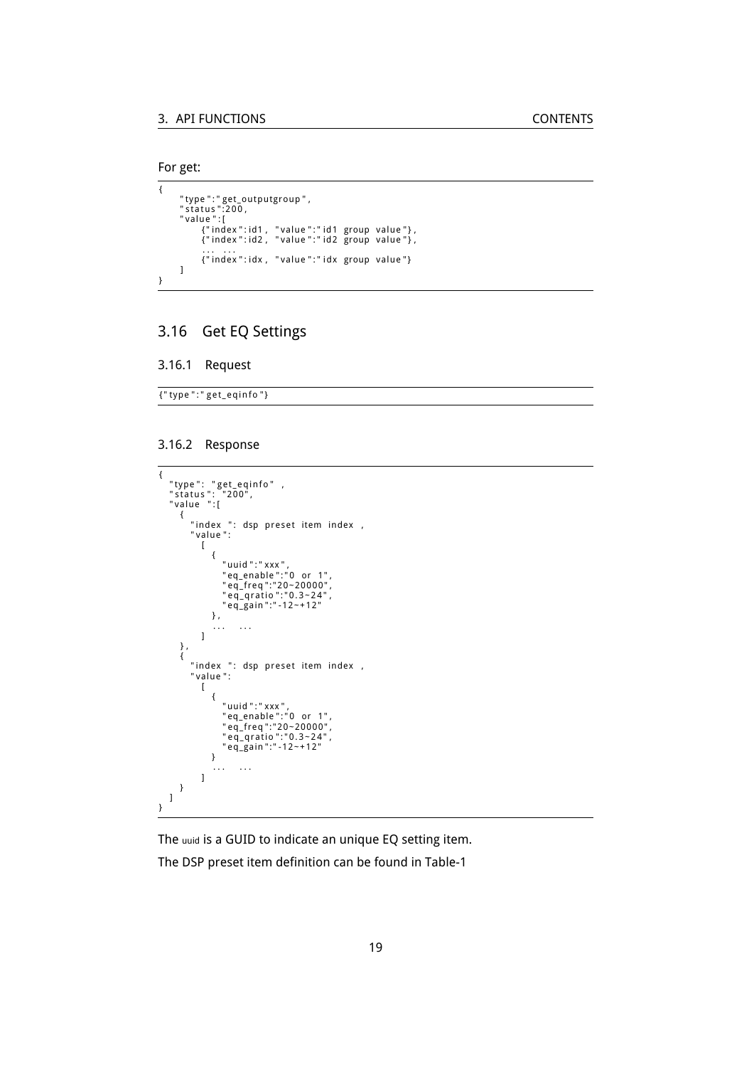For get:

```
{
    "type":"get_outputgroup",
    "status":200,
    "value":[
        {"index":id1, "value":"id1 group value"},
        {"index":id2, "value":"id2 group value"},
        ... ...
        {"index":idx, "value":"idx group value"}
    ]
}
```

## 3.16 Get EQ Settings

### 3.16.1 Request

```
{"type":"get_eqinfo"}
```

### 3.16.2 Response

```
{
  "type": "get_eqinfo" ,
  "status": "200",
  "value ":[
    {
      "index ": dsp preset item index ,
      "value":
        [
          {
            "uuid":"xxx",
            "eq_enable":"0 or 1",
            "eq_freq":"20~20000",
            "eq_qratio":"0.3~24",
            "eq_gain":"-12~+12"
          },
          ...   ...
        ]
    },
    {
      "index ": dsp preset item index ,
      "value":
        [
          {
            "uuid":"xxx",
            "eq_enable":"0 or 1",
            "eq_freq":"20~20000",
            "eq_qratio":"0.3~24",
            "eq_gain":"-12~+12"
          }
          ...   ...
        ]
    }
  ]
}
```

The uuid is a GUID to indicate an unique EQ setting item.

The DSP preset item definition can be found in Table-1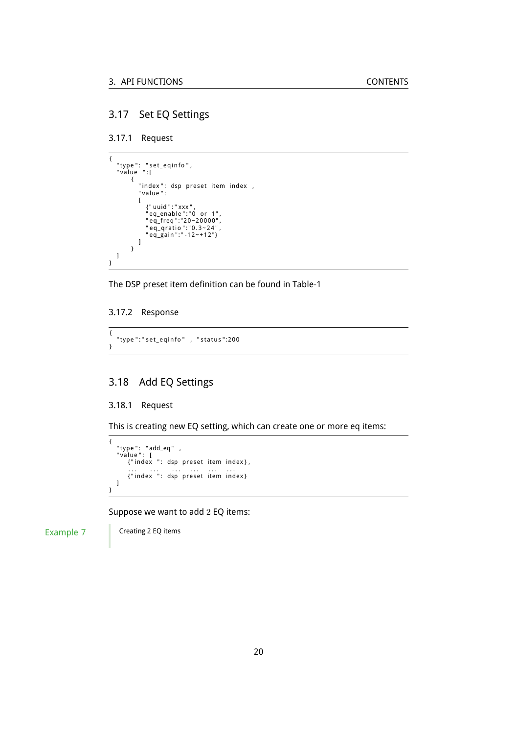## 3.17 Set EQ Settings

### 3.17.1 Request

```
{
  "type": "set_eqinfo",
  "value ":[
      {
        "index": dsp preset item index ,
        "value":
        [
          {"uuid":"xxx",
          "eq_enable":"0 or 1",
          "eq_freq":"20~20000",
          "eq_qratio":"0.3~24",
          "eq_gain":"-12~+12"}
        ]
      }
  ]
}
```

The DSP preset item definition can be found in Table-1

### 3.17.2 Response

```
{
  "type":"set_eqinfo" , "status":200
}
```

## 3.18 Add EQ Settings

### 3.18.1 Request

This is creating new EQ setting, which can create one or more eq items:

```
{
  "type": "add_eq" ,
  "value": [
     {"index ": dsp preset item index},
     ...   ...   ...  ...  ...  ...
     {"index ": dsp preset item index}
  ]
}
```

Suppose we want to add $2$ EQ items:

Example 7

Creating 2 EQ items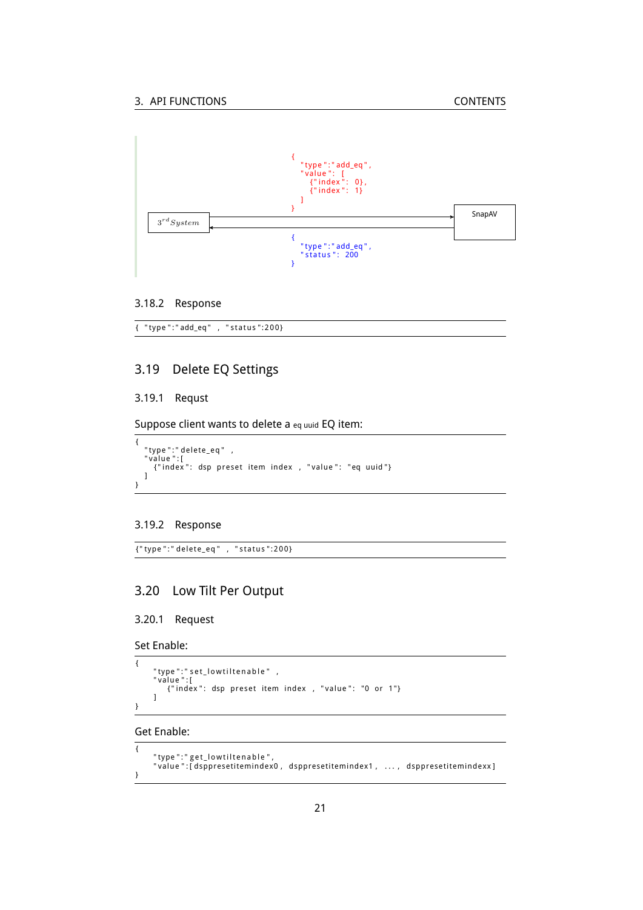$3^{rd} System$

```
{
  "type":"add_eq",
  "value": [
    {"index": 0},
    {"index": 1}
  ]
}
```

SnapAV

```
{
  "type":"add_eq",
  "status": 200
}
```

### 3.18.2 Response

```
{ "type":"add_eq" , "status":200}
```

## 3.19 Delete EQ Settings

### 3.19.1 Requst

Suppose client wants to delete a eq uuid EQ item:

```
{
  "type":"delete_eq" ,
  "value":[
    {"index": dsp preset item index , "value": "eq uuid"}
  ]
}
```

### 3.19.2 Response

```
{"type":"delete_eq" , "status":200}
```

## 3.20 Low Tilt Per Output

### 3.20.1 Request

Set Enable:

```
{
    "type":"set_lowtiltenable" ,
    "value":[
      {"index": dsp preset item index , "value": "0 or 1"}
    ]
}
```

Get Enable:

```
{
    "type":"get_lowtiltenable",
    "value":[dsppresetitemindex0, dsppresetitemindex1, ..., dsppresetitemindexx]
}
```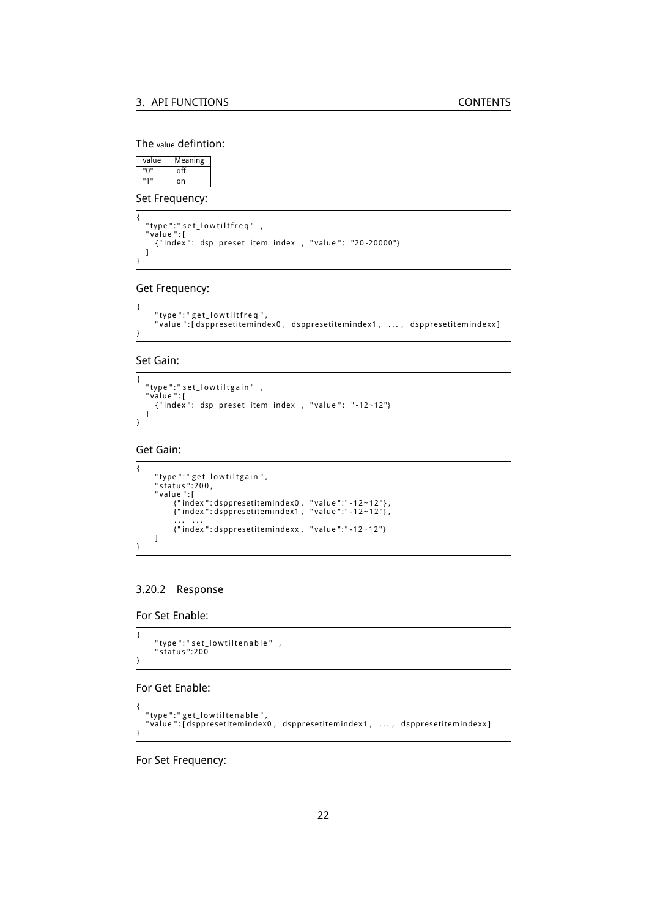The value defintion:

| value | Meaning |
|---|---|
| "0" | off |
| "1" | on |

Set Frequency:

```
{
  "type":"set_lowtiltfreq" ,
  "value":[
    {"index": dsp preset item index , "value": "20-20000"}
  ]
}
```

Get Frequency:

```
{
    "type":"get_lowtiltfreq",
    "value":[dsppresetitemindex0, dsppresetitemindex1, ..., dsppresetitemindexx]
}
```

Set Gain:

```
{
  "type":"set_lowtiltgain" ,
  "value":[
    {"index": dsp preset item index , "value": "-12~12"}
  ]
}
```

Get Gain:

```
{
    "type":"get_lowtiltgain",
    "status":200,
    "value":[
        {"index":dsppresetitemindex0, "value":"-12~12"},
        {"index":dsppresetitemindex1, "value":"-12~12"},
        ... ...
        {"index":dsppresetitemindexx, "value":"-12~12"}
    ]
}
```

### 3.20.2 Response

For Set Enable:

```
{
    "type":"set_lowtiltenable" ,
    "status":200
}
```

For Get Enable:

```
{
  "type":"get_lowtiltenable",
  "value":[dsppresetitemindex0, dsppresetitemindex1, ..., dsppresetitemindexx]
}
```

For Set Frequency: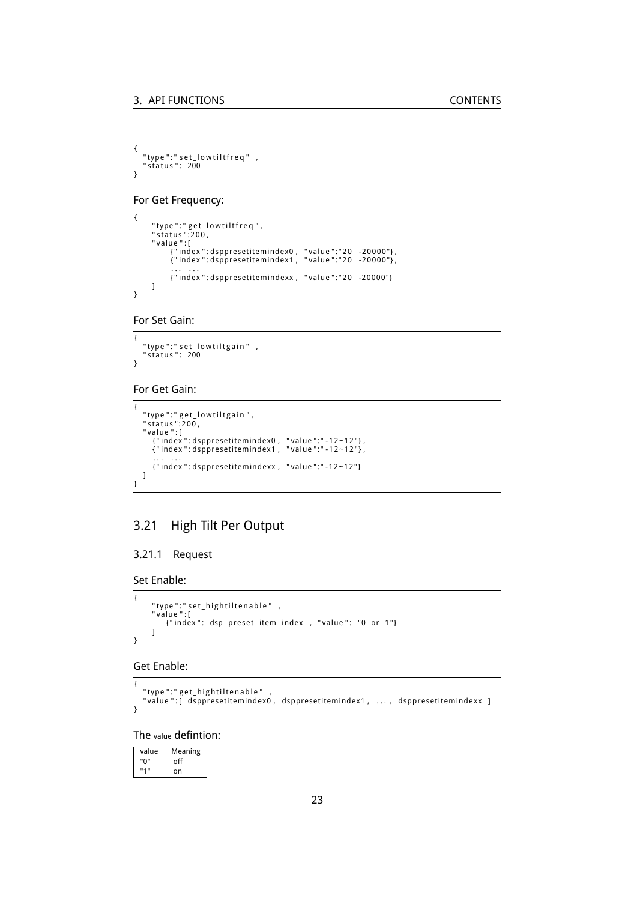```
{
  "type":"set_lowtiltfreq" ,
  "status": 200
}
```

For Get Frequency:

```
{
    "type":"get_lowtiltfreq",
    "status":200,
    "value":[
        {"index":dsppresetitemindex0, "value":"20 -20000"},
        {"index":dsppresetitemindex1, "value":"20 -20000"},
        ... ...
        {"index":dsppresetitemindexx, "value":"20 -20000"}
    ]
}
```

For Set Gain:

```
{
  "type":"set_lowtiltgain" ,
  "status": 200
}
```

For Get Gain:

```
{
  "type":"get_lowtiltgain",
  "status":200,
  "value":[
    {"index":dsppresetitemindex0, "value":"-12~12"},
    {"index":dsppresetitemindex1, "value":"-12~12"},
    ... ...
    {"index":dsppresetitemindexx, "value":"-12~12"}
  ]
}
```

## 3.21 High Tilt Per Output

### 3.21.1 Request

Set Enable:

```
{
    "type":"set_hightiltenable" ,
    "value":[
       {"index": dsp preset item index , "value": "0 or 1"}
    ]
}
```

Get Enable:

```
{
  "type":"get_hightiltenable" ,
  "value":[ dsppresetitemindex0, dsppresetitemindex1, ..., dsppresetitemindexx ]
}
```

The value defintion:

| value | Meaning |
|---|---|
| "0" | off |
| "1" | on |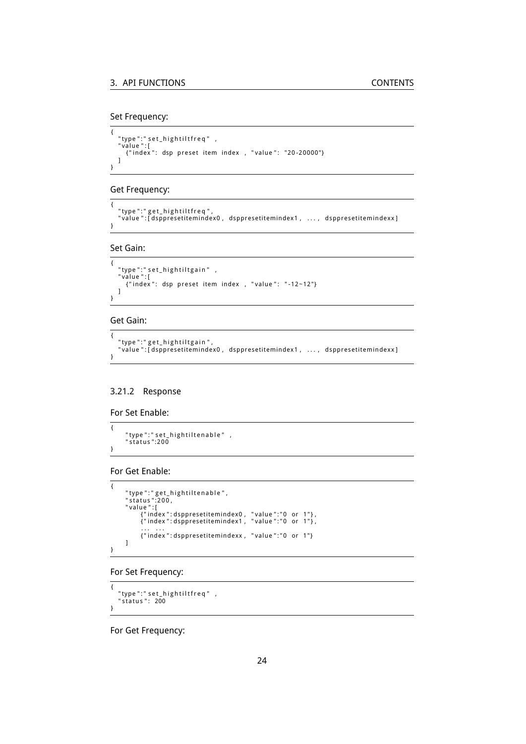Set Frequency:

```
{
  "type":"set_hightiltfreq" ,
  "value":[
    {"index": dsp preset item index , "value": "20-20000"}
  ]
}
```

Get Frequency:

```
{
  "type":"get_hightiltfreq",
  "value":[dsppresetitemindex0, dsppresetitemindex1, ..., dsppresetitemindexx]
}
```

Set Gain:

```
{
  "type":"set_hightiltgain" ,
  "value":[
    {"index": dsp preset item index , "value": "-12~12"}
  ]
}
```

Get Gain:

```
{
  "type":"get_hightiltgain",
  "value":[dsppresetitemindex0, dsppresetitemindex1, ..., dsppresetitemindexx]
}
```

### 3.21.2 Response

For Set Enable:

```
{
    "type":"set_hightiltenable" ,
    "status":200
}
```

For Get Enable:

```
{
    "type":"get_hightiltenable",
    "status":200,
    "value":[
        {"index":dsppresetitemindex0, "value":"0 or 1"},
        {"index":dsppresetitemindex1, "value":"0 or 1"},
        ... ...
        {"index":dsppresetitemindexx, "value":"0 or 1"}
    ]
}
```

For Set Frequency:

```
{
  "type":"set_hightiltfreq" ,
  "status": 200
}
```

For Get Frequency: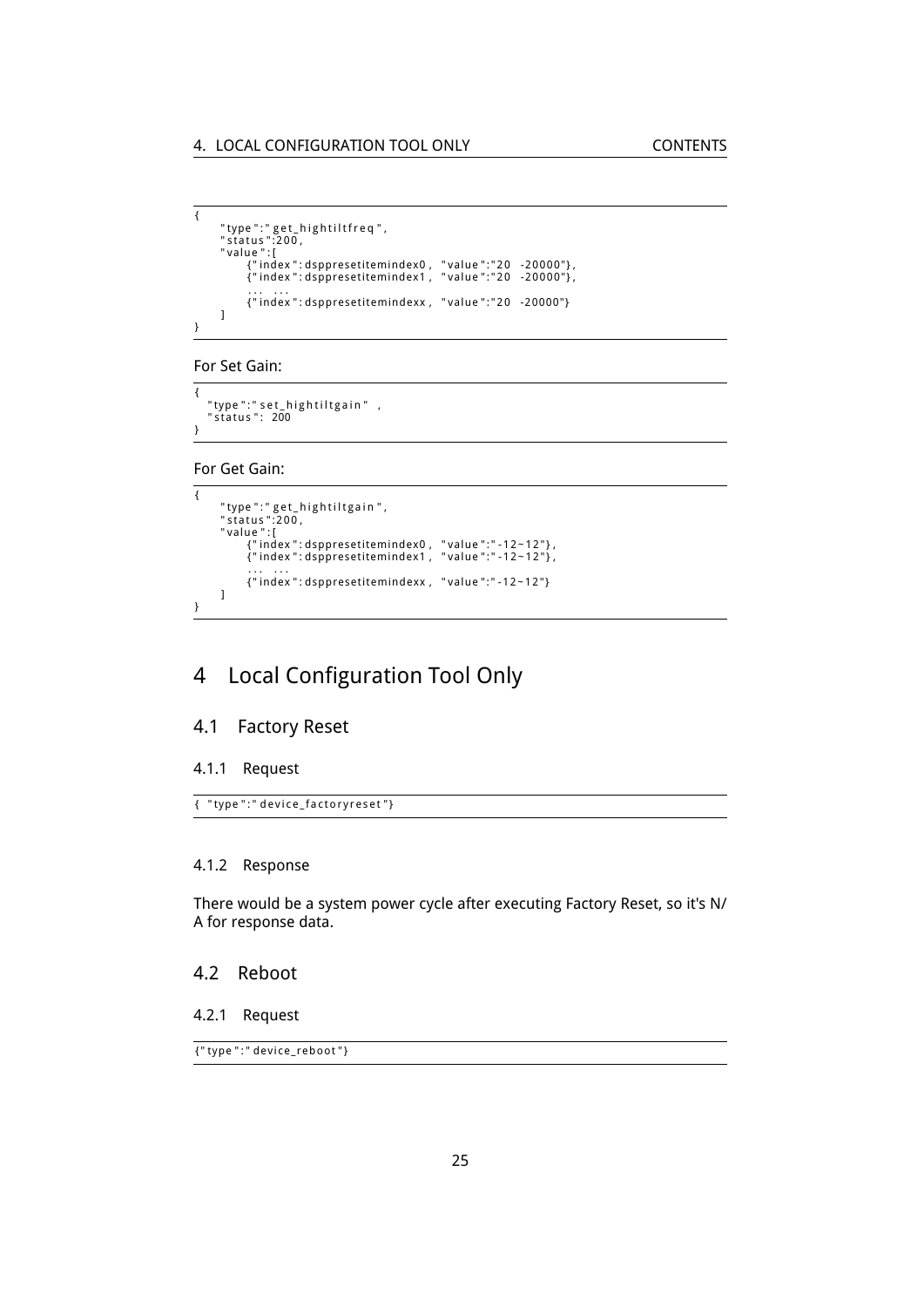```
{
    "type":"get_hightiltfreq",
    "status":200,
    "value":[
        {"index":dsppresetitemindex0, "value":"20 -20000"},
        {"index":dsppresetitemindex1, "value":"20 -20000"},
        ... ...
        {"index":dsppresetitemindexx, "value":"20 -20000"}
    ]
}
```

For Set Gain:

```
{
  "type":"set_hightiltgain" ,
  "status": 200
}
```

For Get Gain:

```
{
    "type":"get_hightiltgain",
    "status":200,
    "value":[
        {"index":dsppresetitemindex0, "value":"-12~12"},
        {"index":dsppresetitemindex1, "value":"-12~12"},
        ... ...
        {"index":dsppresetitemindexx, "value":"-12~12"}
    ]
}
```

# 4 Local Configuration Tool Only

## 4.1 Factory Reset

### 4.1.1 Request

```
{ "type":"device_factoryreset"}
```

### 4.1.2 Response

There would be a system power cycle after executing Factory Reset, so it's N/A for response data.

## 4.2 Reboot

### 4.2.1 Request

```
{"type":"device_reboot"}
```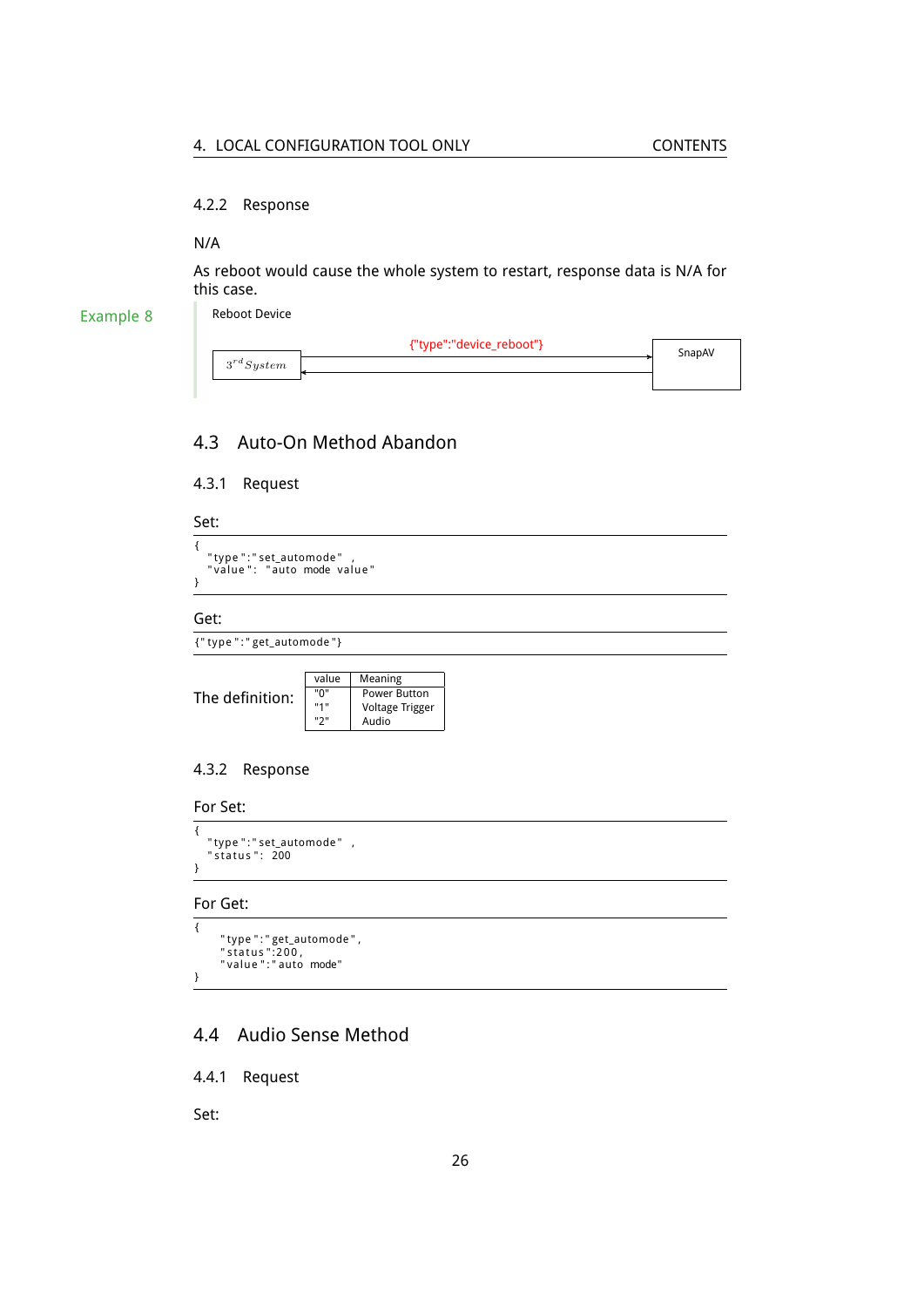### 4.2.2 Response

N/A

As reboot would cause the whole system to restart, response data is N/A for this case.

Example 8

Reboot Device

$3^{rd}System$ → {"type":"device_reboot"} → SnapAV

## 4.3 Auto-On Method Abandon

### 4.3.1 Request

Set:

```
{
  "type":"set_automode" ,
  "value": "auto mode value"
}
```

Get:

```
{"type":"get_automode"}
```

The definition:

| value | Meaning |
|---|---|
| "0" | Power Button |
| "1" | Voltage Trigger |
| "2" | Audio |

### 4.3.2 Response

For Set:

```
{
  "type":"set_automode" ,
  "status": 200
}
```

For Get:

```
{
    "type":"get_automode",
    "status":200,
    "value":"auto mode"
}
```

## 4.4 Audio Sense Method

### 4.4.1 Request

Set: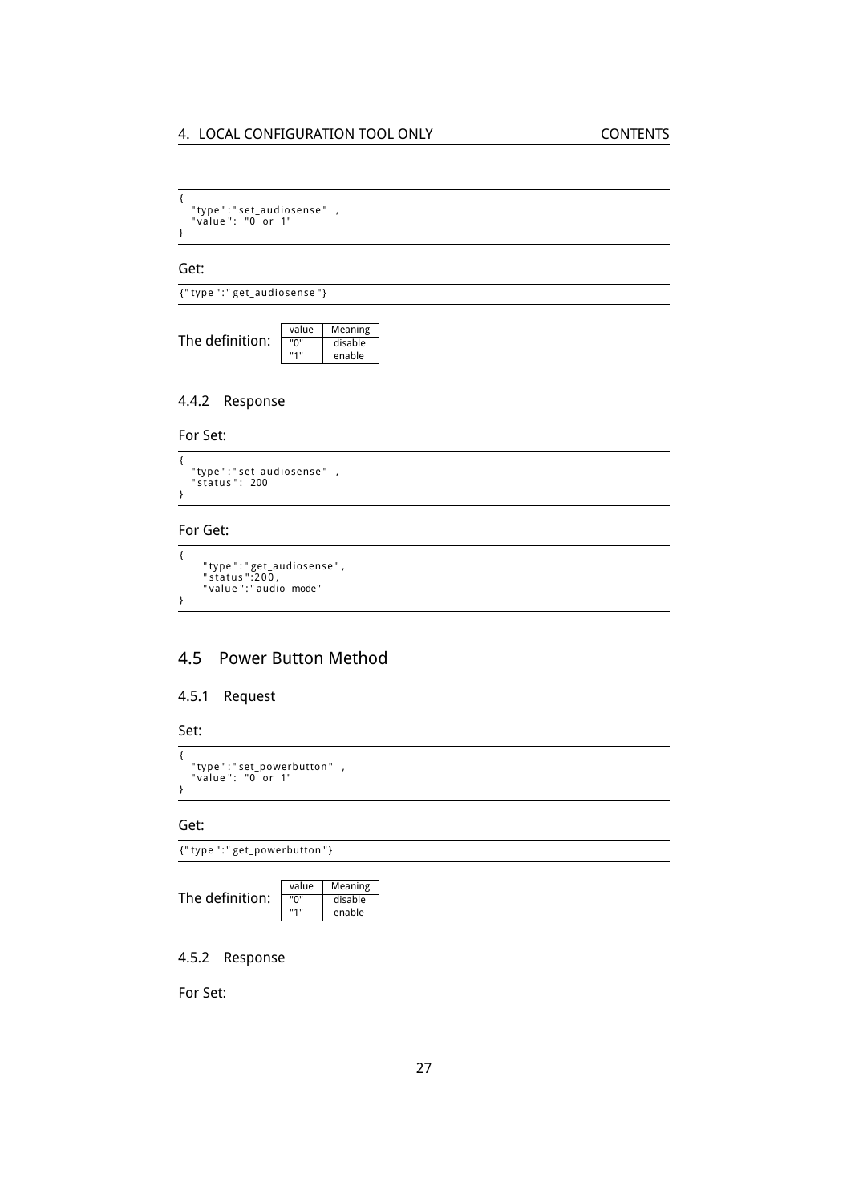```
{
  "type":"set_audiosense" ,
  "value": "0 or 1"
}
```

Get:

```
{"type":"get_audiosense"}
```

The definition:

| value | Meaning |
|---|---|
| "0" | disable |
| "1" | enable |

### 4.4.2 Response

For Set:

```
{
  "type":"set_audiosense" ,
  "status": 200
}
```

For Get:

```
{
    "type":"get_audiosense",
    "status":200,
    "value":"audio mode"
}
```

## 4.5 Power Button Method

### 4.5.1 Request

Set:

```
{
  "type":"set_powerbutton" ,
  "value": "0 or 1"
}
```

Get:

```
{"type":"get_powerbutton"}
```

The definition:

| value | Meaning |
|---|---|
| "0" | disable |
| "1" | enable |

### 4.5.2 Response

For Set: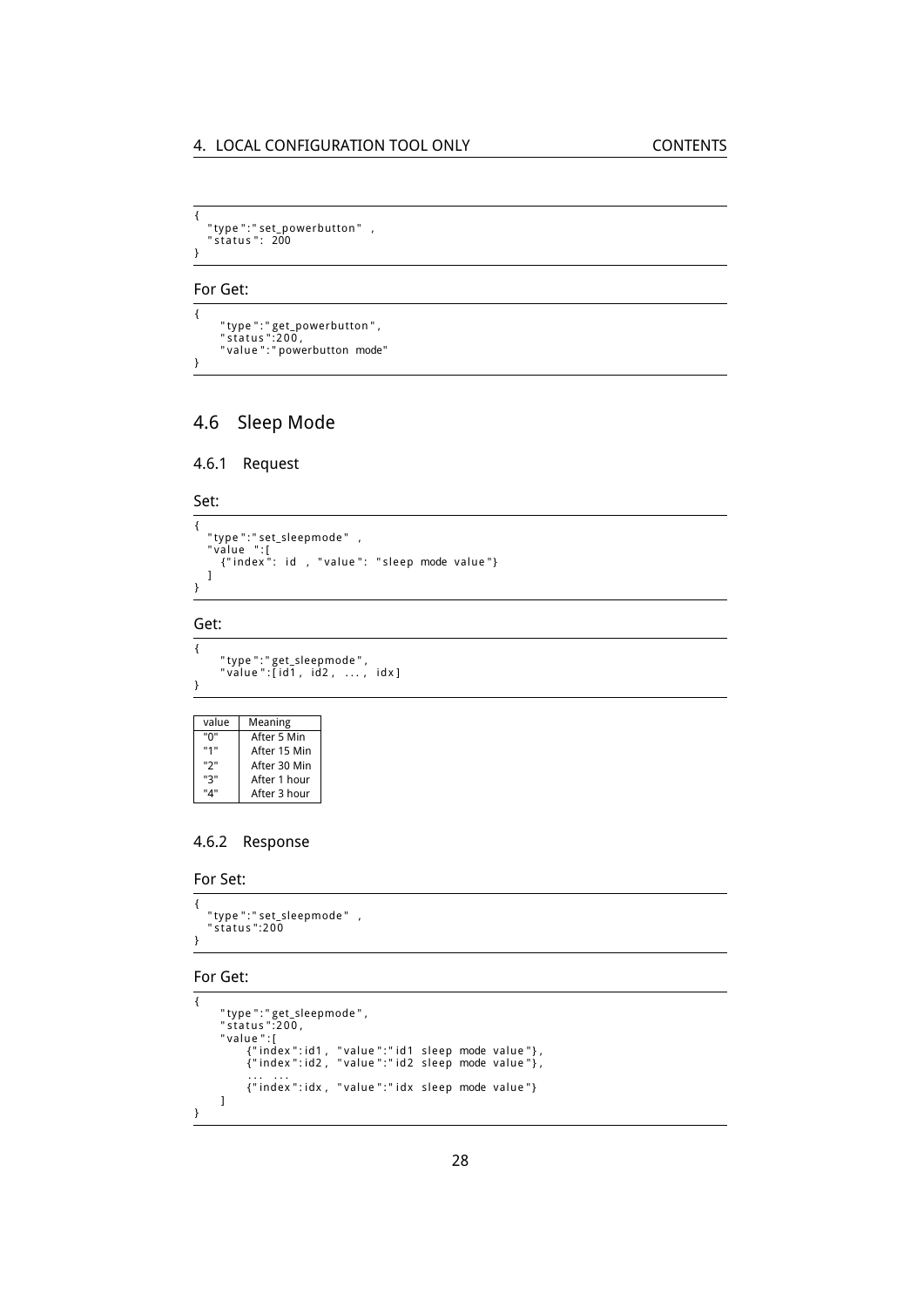```
{
  "type":"set_powerbutton" ,
  "status": 200
}
```

For Get:

```
{
    "type":"get_powerbutton",
    "status":200,
    "value":"powerbutton mode"
}
```

## 4.6 Sleep Mode

### 4.6.1 Request

Set:

```
{
  "type":"set_sleepmode" ,
  "value ":[
    {"index": id , "value": "sleep mode value"}
  ]
}
```

Get:

```
{
    "type":"get_sleepmode",
    "value":[id1, id2, ..., idx]
}
```

| value | Meaning |
|---|---|
| "0" | After 5 Min |
| "1" | After 15 Min |
| "2" | After 30 Min |
| "3" | After 1 hour |
| "4" | After 3 hour |

### 4.6.2 Response

For Set:

```
{
  "type":"set_sleepmode" ,
  "status":200
}
```

For Get:

```
{
    "type":"get_sleepmode",
    "status":200,
    "value":[
        {"index":id1, "value":"id1 sleep mode value"},
        {"index":id2, "value":"id2 sleep mode value"},
        ... ...
        {"index":idx, "value":"idx sleep mode value"}
    ]
}
```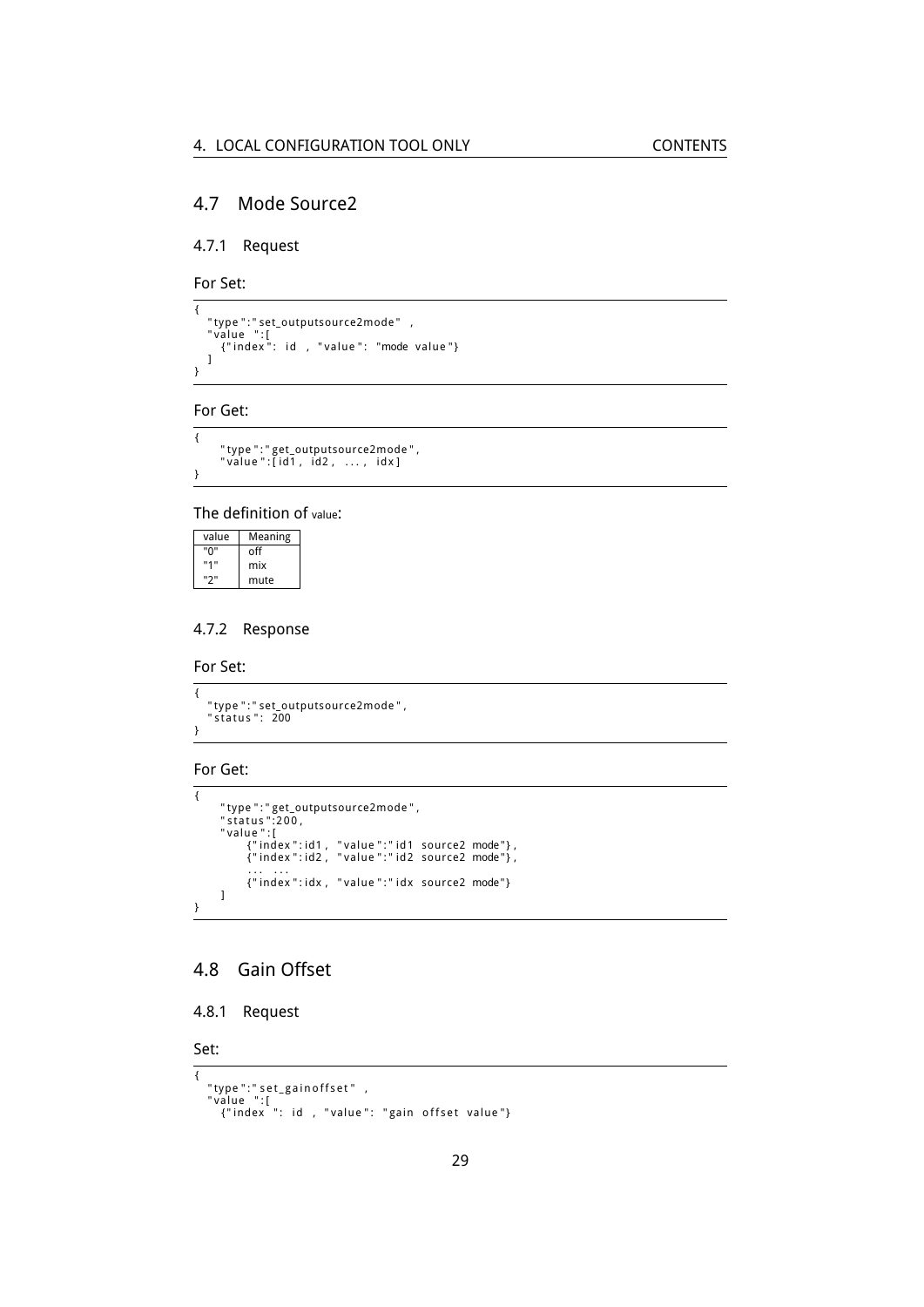## 4.7 Mode Source2

### 4.7.1 Request

For Set:

```
{
  "type":"set_outputsource2mode" ,
  "value ":[
    {"index": id , "value": "mode value"}
  ]
}
```

For Get:

```
{
    "type":"get_outputsource2mode",
    "value":[id1, id2, ..., idx]
}
```

The definition of value:

| value | Meaning |
|---|---|
| "0" | off |
| "1" | mix |
| "2" | mute |

### 4.7.2 Response

For Set:

```
{
  "type":"set_outputsource2mode",
  "status": 200
}
```

For Get:

```
{
    "type":"get_outputsource2mode",
    "status":200,
    "value":[
        {"index":id1, "value":"id1 source2 mode"},
        {"index":id2, "value":"id2 source2 mode"},
        ... ...
        {"index":idx, "value":"idx source2 mode"}
    ]
}
```

## 4.8 Gain Offset

### 4.8.1 Request

Set:

```
{
  "type":"set_gainoffset" ,
  "value ":[
    {"index ": id , "value": "gain offset value"}
```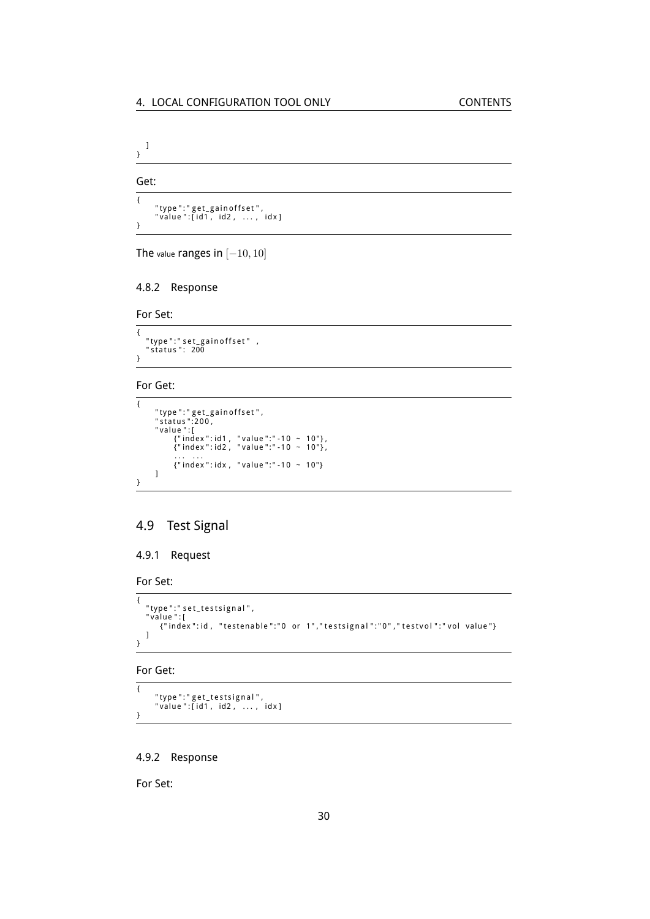```
  ]
}
```

Get:

```
{
    "type":"get_gainoffset",
    "value":[id1, id2, ..., idx]
}
```

The `value` ranges in $[-10, 10]$

### 4.8.2 Response

For Set:

```
{
  "type":"set_gainoffset" ,
  "status": 200
}
```

For Get:

```
{
    "type":"get_gainoffset",
    "status":200,
    "value":[
        {"index":id1, "value":"-10 ~ 10"},
        {"index":id2, "value":"-10 ~ 10"},
        ... ...
        {"index":idx, "value":"-10 ~ 10"}
    ]
}
```

## 4.9 Test Signal

### 4.9.1 Request

For Set:

```
{
  "type":"set_testsignal",
  "value":[
    {"index":id, "testenable":"0 or 1","testsignal":"0","testvol":"vol value"}
  ]
}
```

For Get:

```
{
    "type":"get_testsignal",
    "value":[id1, id2, ..., idx]
}
```

### 4.9.2 Response

For Set: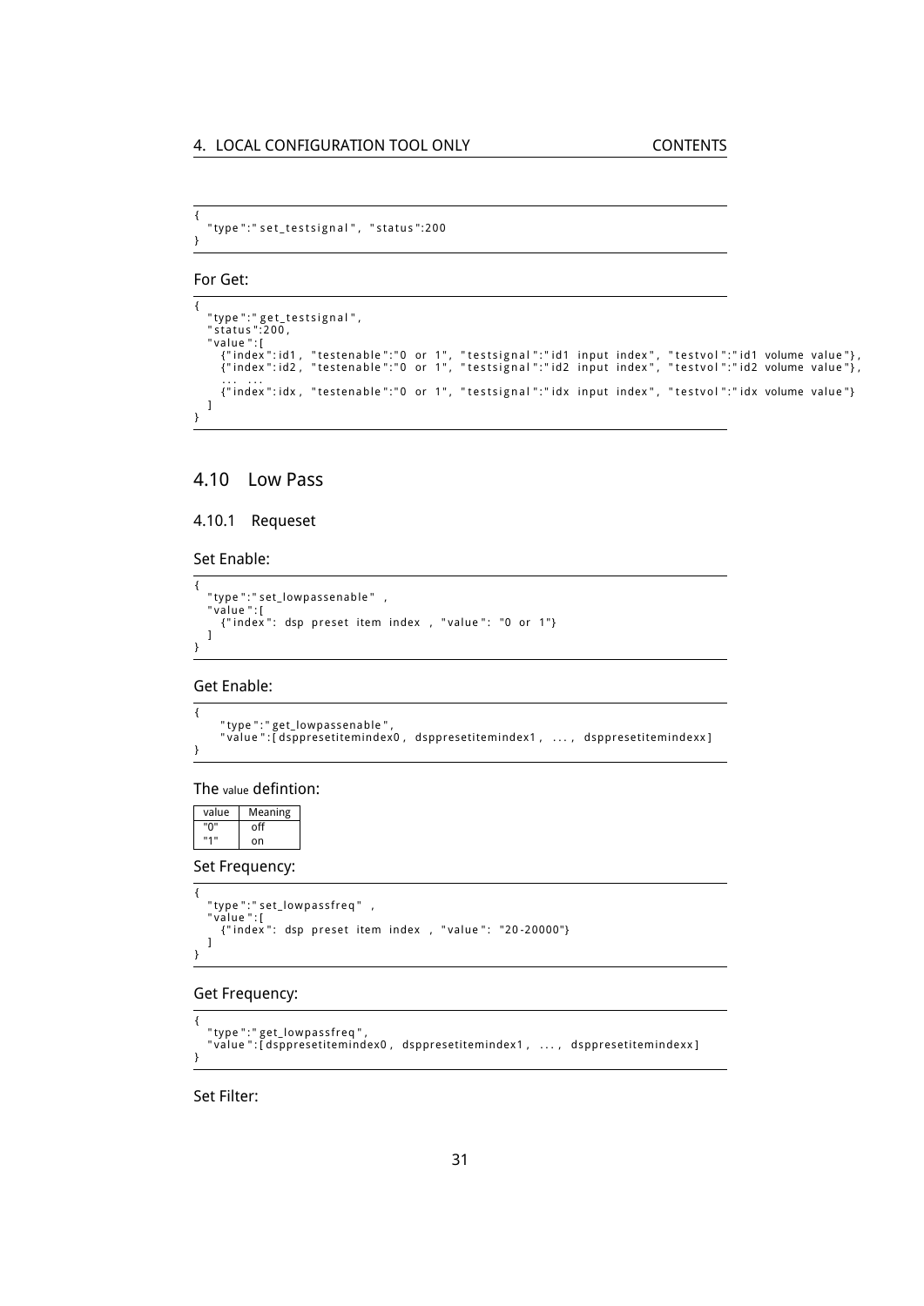```
{
  "type":"set_testsignal", "status":200
}
```

For Get:

```
{
  "type":"get_testsignal",
  "status":200,
  "value":[
    {"index":id1, "testenable":"0 or 1", "testsignal":"id1 input index", "testvol":"id1 volume value"},
    {"index":id2, "testenable":"0 or 1", "testsignal":"id2 input index", "testvol":"id2 volume value"},
    ... ...
    {"index":idx, "testenable":"0 or 1", "testsignal":"idx input index", "testvol":"idx volume value"}
  ]
}
```

## 4.10 Low Pass

### 4.10.1 Requeset

Set Enable:

```
{
  "type":"set_lowpassenable" ,
  "value":[
    {"index": dsp preset item index , "value": "0 or 1"}
  ]
}
```

Get Enable:

```
{
    "type":"get_lowpassenable",
    "value":[dsppresetitemindex0, dsppresetitemindex1, ..., dsppresetitemindexx]
}
```

The value defintion:

| value | Meaning |
|---|---|
| "0" | off |
| "1" | on |

Set Frequency:

```
{
  "type":"set_lowpassfreq" ,
  "value":[
    {"index": dsp preset item index , "value": "20-20000"}
  ]
}
```

Get Frequency:

```
{
  "type":"get_lowpassfreq",
  "value":[dsppresetitemindex0, dsppresetitemindex1, ..., dsppresetitemindexx]
}
```

Set Filter: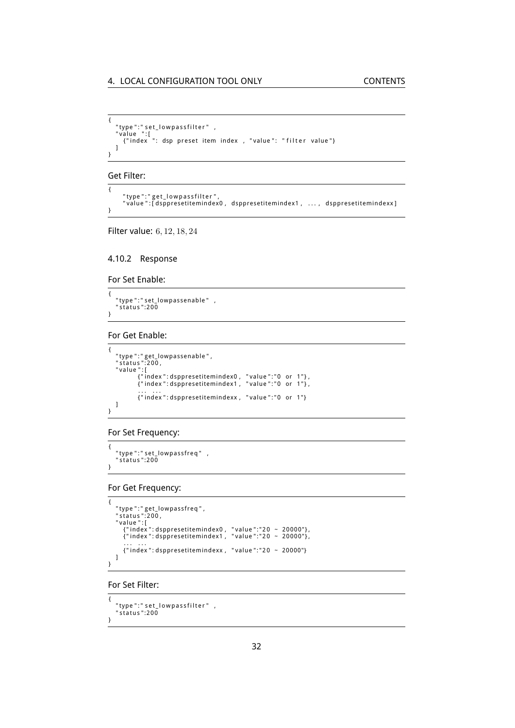```
{
  "type":"set_lowpassfilter" ,
  "value ":[
    {"index ": dsp preset item index , "value": "filter value"}
  ]
}
```

Get Filter:

```
{
    "type":"get_lowpassfilter",
    "value":[dsppresetitemindex0 , dsppresetitemindex1 , ... , dsppresetitemindexx]
}
```

Filter value: $6, 12, 18, 24$

### 4.10.2 Response

For Set Enable:

```
{
  "type":"set_lowpassenable" ,
  "status":200
}
```

For Get Enable:

```
{
  "type":"get_lowpassenable",
  "status":200,
  "value":[
        {"index":dsppresetitemindex0 , "value":"0 or 1"},
        {"index":dsppresetitemindex1 , "value":"0 or 1"},
        ... ...
        {"index":dsppresetitemindexx , "value":"0 or 1"}
  ]
}
```

For Set Frequency:

```
{
  "type":"set_lowpassfreq" ,
  "status":200
}
```

For Get Frequency:

```
{
  "type":"get_lowpassfreq",
  "status":200,
  "value":[
    {"index":dsppresetitemindex0 , "value":"20 ~ 20000"},
    {"index":dsppresetitemindex1 , "value":"20 ~ 20000"},
    ... ...
    {"index":dsppresetitemindexx , "value":"20 ~ 20000"}
  ]
}
```

For Set Filter:

```
{
  "type":"set_lowpassfilter" ,
  "status":200
}
```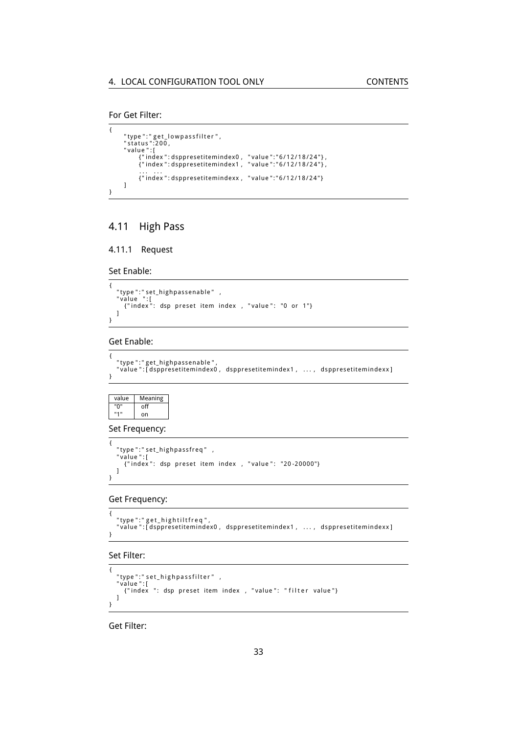For Get Filter:

```
{
    "type":"get_lowpassfilter",
    "status":200,
    "value":[
        {"index":dsppresetitemindex0, "value":"6/12/18/24"},
        {"index":dsppresetitemindex1, "value":"6/12/18/24"},
        ... ...
        {"index":dsppresetitemindexx, "value":"6/12/18/24"}
    ]
}
```

## 4.11 High Pass

### 4.11.1 Request

Set Enable:

```
{
  "type":"set_highpassenable" ,
  "value ":[
    {"index": dsp preset item index , "value": "0 or 1"}
  ]
}
```

Get Enable:

```
{
  "type":"get_highpassenable",
  "value":[dsppresetitemindex0, dsppresetitemindex1, ..., dsppresetitemindexx]
}
```

| value | Meaning |
| --- | --- |
| "0" | off |
| "1" | on |

Set Frequency:

```
{
  "type":"set_highpassfreq" ,
  "value":[
    {"index": dsp preset item index , "value": "20-20000"}
  ]
}
```

Get Frequency:

```
{
  "type":"get_hightiltfreq",
  "value":[dsppresetitemindex0, dsppresetitemindex1, ..., dsppresetitemindexx]
}
```

Set Filter:

```
{
  "type":"set_highpassfilter" ,
  "value":[
    {"index ": dsp preset item index , "value": "filter value"}
  ]
}
```

Get Filter: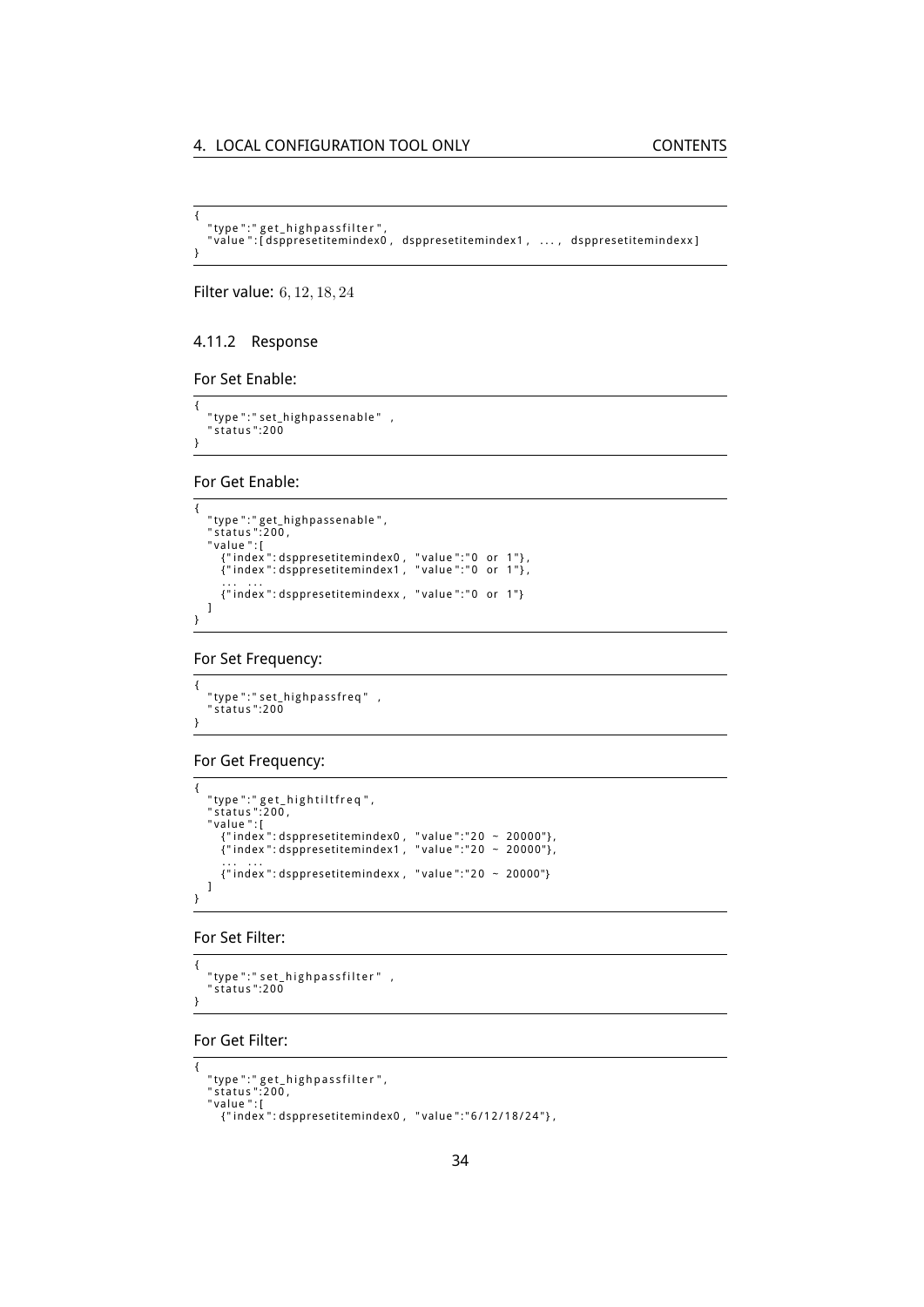```
{
  "type":"get_highpassfilter",
  "value":[dsppresetitemindex0, dsppresetitemindex1, ..., dsppresetitemindexx]
}
```

Filter value: $6, 12, 18, 24$

### 4.11.2 Response

For Set Enable:

```
{
  "type":"set_highpassenable" ,
  "status":200
}
```

For Get Enable:

```
{
  "type":"get_highpassenable",
  "status":200,
  "value":[
    {"index":dsppresetitemindex0, "value":"0 or 1"},
    {"index":dsppresetitemindex1, "value":"0 or 1"},
    ... ...
    {"index":dsppresetitemindexx, "value":"0 or 1"}
  ]
}
```

For Set Frequency:

```
{
  "type":"set_highpassfreq" ,
  "status":200
}
```

For Get Frequency:

```
{
  "type":"get_hightiltfreq",
  "status":200,
  "value":[
    {"index":dsppresetitemindex0, "value":"20 ~ 20000"},
    {"index":dsppresetitemindex1, "value":"20 ~ 20000"},
    ... ...
    {"index":dsppresetitemindexx, "value":"20 ~ 20000"}
  ]
}
```

For Set Filter:

```
{
  "type":"set_highpassfilter" ,
  "status":200
}
```

For Get Filter:

```
{
  "type":"get_highpassfilter",
  "status":200,
  "value":[
    {"index":dsppresetitemindex0, "value":"6/12/18/24"},
```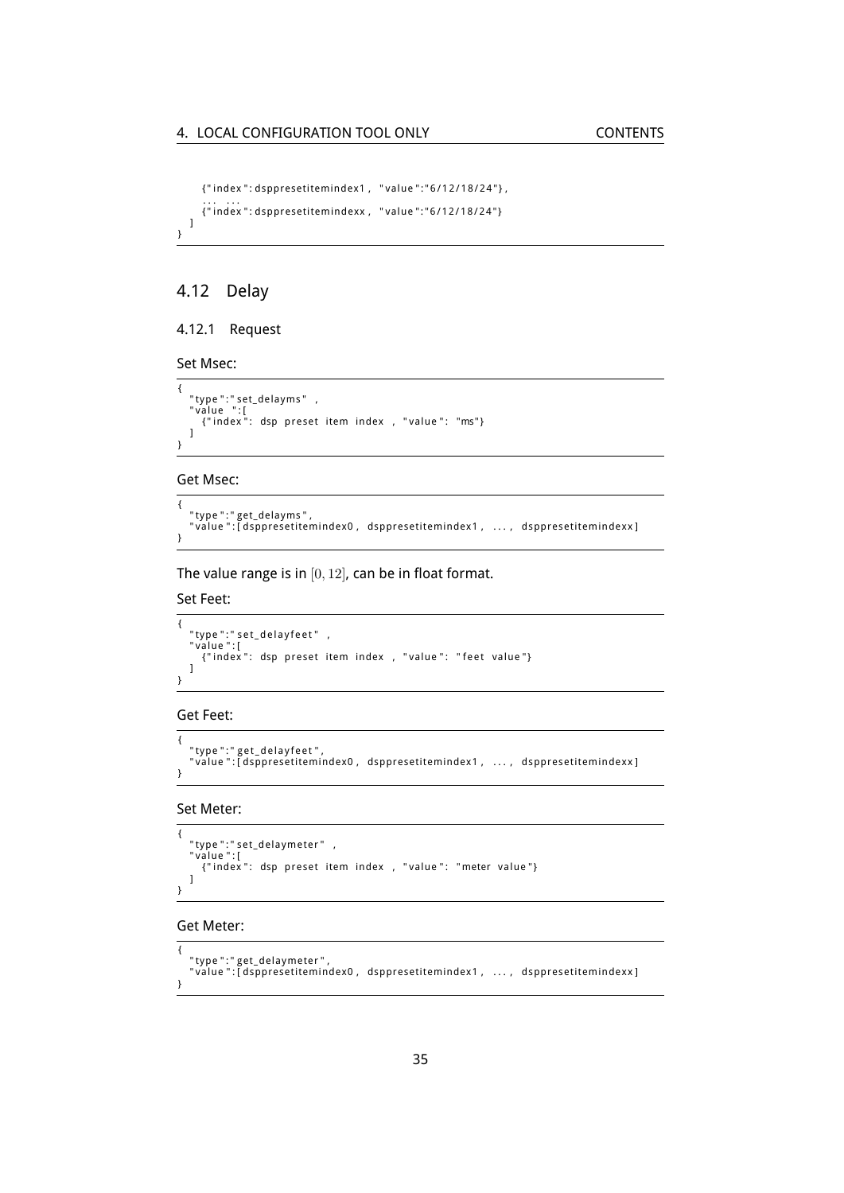```
    {"index":dsppresetitemindex1, "value":"6/12/18/24"},
    ... ...
    {"index":dsppresetitemindexx, "value":"6/12/18/24"}
  ]
}
```

## 4.12 Delay

### 4.12.1 Request

Set Msec:

```
{
  "type":"set_delayms" ,
  "value ":[
    {"index": dsp preset item index , "value": "ms"}
  ]
}
```

Get Msec:

```
{
  "type":"get_delayms",
  "value":[dsppresetitemindex0, dsppresetitemindex1, ..., dsppresetitemindexx]
}
```

The value range is in $[0, 12]$, can be in float format.

Set Feet:

```
{
  "type":"set_delayfeet" ,
  "value":[
    {"index": dsp preset item index , "value": "feet value"}
  ]
}
```

Get Feet:

```
{
  "type":"get_delayfeet",
  "value":[dsppresetitemindex0, dsppresetitemindex1, ..., dsppresetitemindexx]
}
```

Set Meter:

```
{
  "type":"set_delaymeter" ,
  "value":[
    {"index": dsp preset item index , "value": "meter value"}
  ]
}
```

Get Meter:

```
{
  "type":"get_delaymeter",
  "value":[dsppresetitemindex0, dsppresetitemindex1, ..., dsppresetitemindexx]
}
```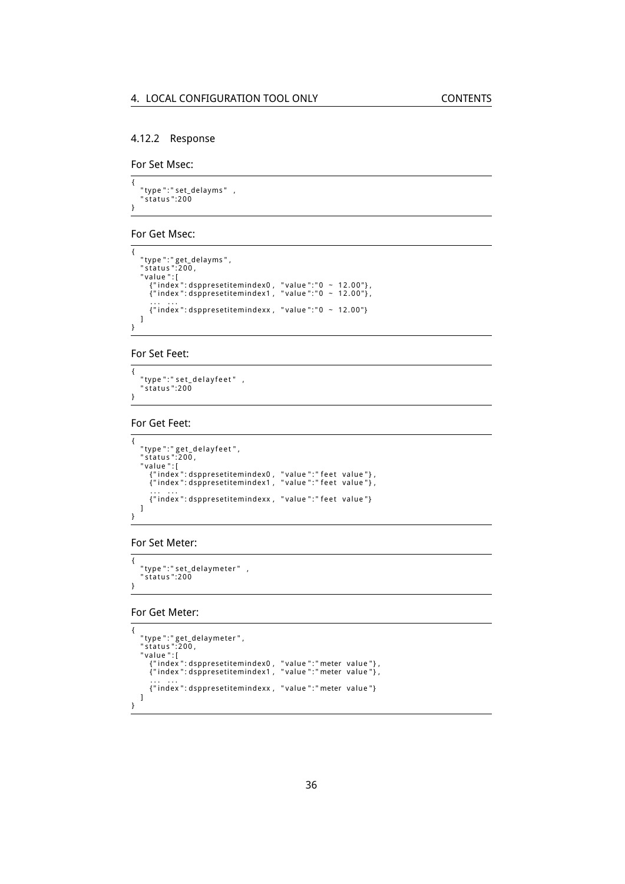### 4.12.2 Response

For Set Msec:

```
{
  "type":"set_delayms" ,
  "status":200
}
```

For Get Msec:

```
{
  "type":"get_delayms",
  "status":200,
  "value":[
    {"index":dsppresetitemindex0, "value":"0 ~ 12.00"},
    {"index":dsppresetitemindex1, "value":"0 ~ 12.00"},
    ... ...
    {"index":dsppresetitemindexx, "value":"0 ~ 12.00"}
  ]
}
```

For Set Feet:

```
{
  "type":"set_delayfeet" ,
  "status":200
}
```

For Get Feet:

```
{
  "type":"get_delayfeet",
  "status":200,
  "value":[
    {"index":dsppresetitemindex0, "value":"feet value"},
    {"index":dsppresetitemindex1, "value":"feet value"},
    ... ...
    {"index":dsppresetitemindexx, "value":"feet value"}
  ]
}
```

For Set Meter:

```
{
  "type":"set_delaymeter" ,
  "status":200
}
```

For Get Meter:

```
{
  "type":"get_delaymeter",
  "status":200,
  "value":[
    {"index":dsppresetitemindex0, "value":"meter value"},
    {"index":dsppresetitemindex1, "value":"meter value"},
    ... ...
    {"index":dsppresetitemindexx, "value":"meter value"}
  ]
}
```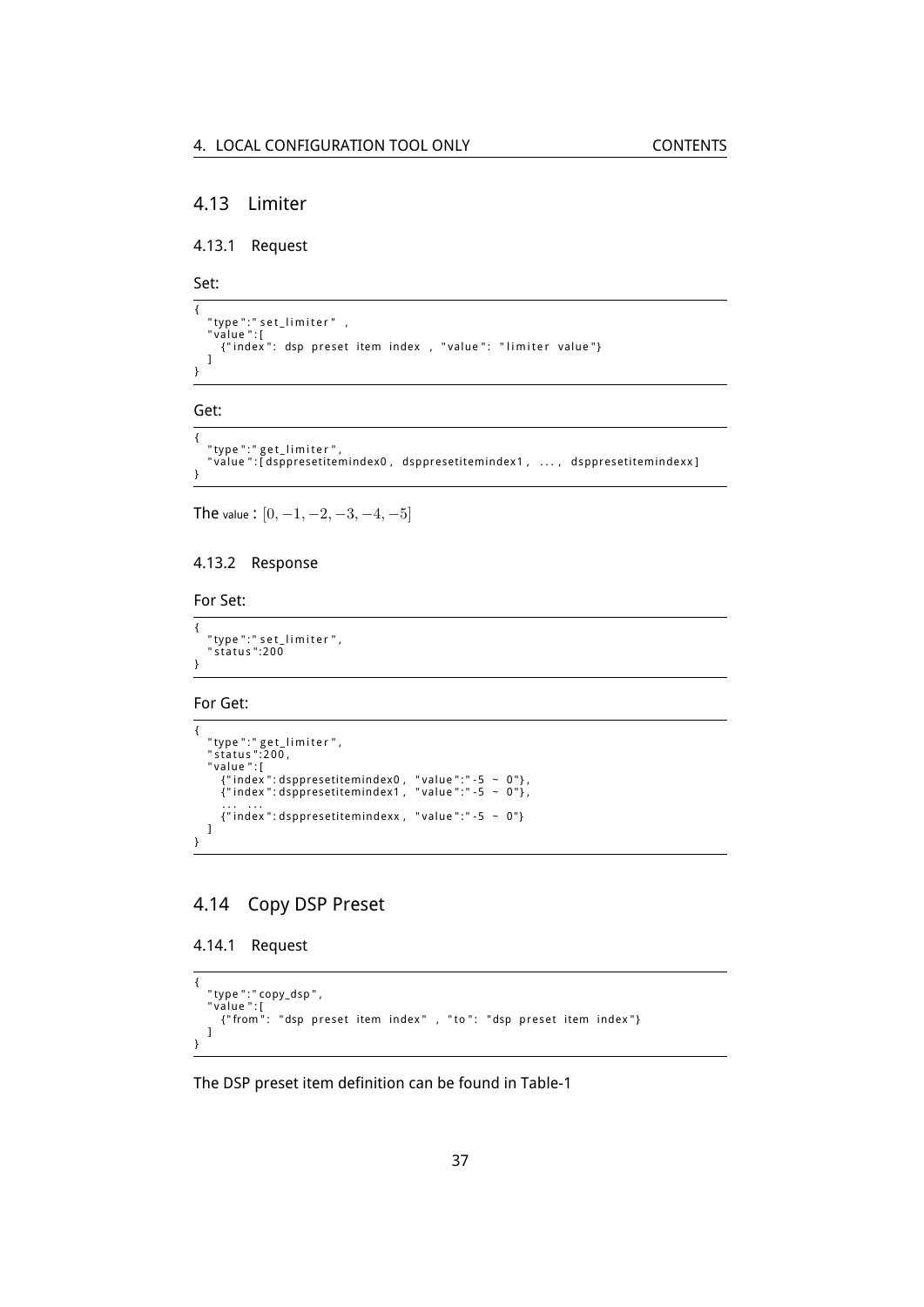## 4.13 Limiter

### 4.13.1 Request

Set:

```
{
  "type":"set_limiter" ,
  "value":[
    {"index": dsp preset item index , "value": "limiter value"}
  ]
}
```

Get:

```
{
  "type":"get_limiter",
  "value":[dsppresetitemindex0, dsppresetitemindex1, ..., dsppresetitemindexx]
}
```

The value : $[0, -1, -2, -3, -4, -5]$

### 4.13.2 Response

For Set:

```
{
  "type":"set_limiter",
  "status":200
}
```

For Get:

```
{
  "type":"get_limiter",
  "status":200,
  "value":[
    {"index":dsppresetitemindex0, "value":"-5 ~ 0"},
    {"index":dsppresetitemindex1, "value":"-5 ~ 0"},
    ... ...
    {"index":dsppresetitemindexx, "value":"-5 ~ 0"}
  ]
}
```

## 4.14 Copy DSP Preset

### 4.14.1 Request

```
{
  "type":"copy_dsp",
  "value":[
    {"from": "dsp preset item index" , "to": "dsp preset item index"}
  ]
}
```

The DSP preset item definition can be found in Table-1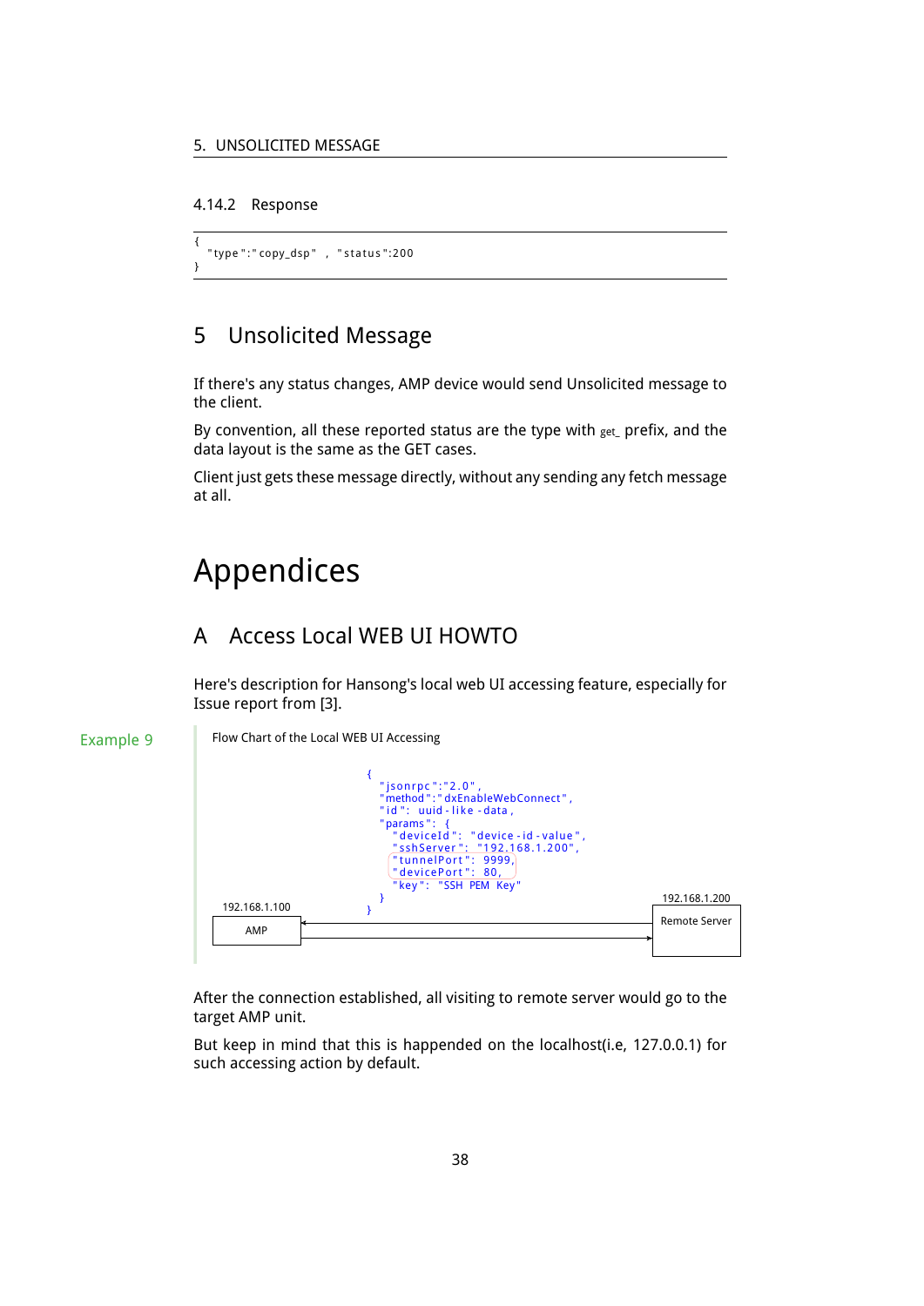#### 4.14.2 Response

```
{
  "type":"copy_dsp" , "status":200
}
```

# 5 Unsolicited Message

If there's any status changes, AMP device would send Unsolicited message to the client.

By convention, all these reported status are the type with get_ prefix, and the data layout is the same as the GET cases.

Client just gets these message directly, without any sending any fetch message at all.

# Appendices

## A Access Local WEB UI HOWTO

Here's description for Hansong's local web UI accessing feature, especially for Issue report from [3].

Example 9

Flow Chart of the Local WEB UI Accessing

```
{
  "jsonrpc":"2.0",
  "method":"dxEnableWebConnect",
  "id": uuid-like-data,
  "params": {
    "deviceId": "device-id-value",
    "sshServer": "192.168.1.200",
    "tunnelPort": 9999,
    "devicePort": 80,
    "key": "SSH PEM Key"
  }
}
```

192.168.1.100 AMP ⟷ 192.168.1.200 Remote Server

After the connection established, all visiting to remote server would go to the target AMP unit.

But keep in mind that this is happended on the localhost(i.e, 127.0.0.1) for such accessing action by default.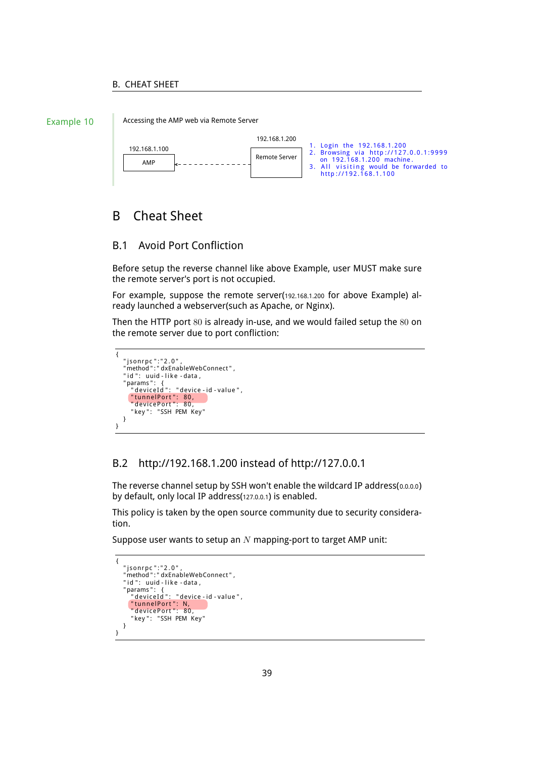Example 10

Accessing the AMP web via Remote Server

192.168.1.100 — AMP ◄- - - - - - - - - - - - - Remote Server — 192.168.1.200

1. Login the 192.168.1.200
2. Browsing via http://127.0.0.1:9999 on 192.168.1.200 machine.
3. All visiting would be forwarded to http://192.168.1.100

# B Cheat Sheet

## B.1 Avoid Port Confliction

Before setup the reverse channel like above Example, user MUST make sure the remote server's port is not occupied.

For example, suppose the remote server(192.168.1.200 for above Example) already launched a webserver(such as Apache, or Nginx).

Then the HTTP port $80$ is already in-use, and we would failed setup the $80$ on the remote server due to port confliction:

```
{
  "jsonrpc":"2.0",
  "method":"dxEnableWebConnect",
  "id": uuid-like-data,
  "params": {
    "deviceId": "device-id-value",
    "tunnelPort": 80,
    "devicePort": 80,
    "key": "SSH PEM Key"
  }
}
```

## B.2 http://192.168.1.200 instead of http://127.0.0.1

The reverse channel setup by SSH won't enable the wildcard IP address(0.0.0.0) by default, only local IP address(127.0.0.1) is enabled.

This policy is taken by the open source community due to security consideration.

Suppose user wants to setup an $N$ mapping-port to target AMP unit:

```
{
  "jsonrpc":"2.0",
  "method":"dxEnableWebConnect",
  "id": uuid-like-data,
  "params": {
    "deviceId": "device-id-value",
    "tunnelPort": N,
    "devicePort": 80,
    "key": "SSH PEM Key"
  }
}
```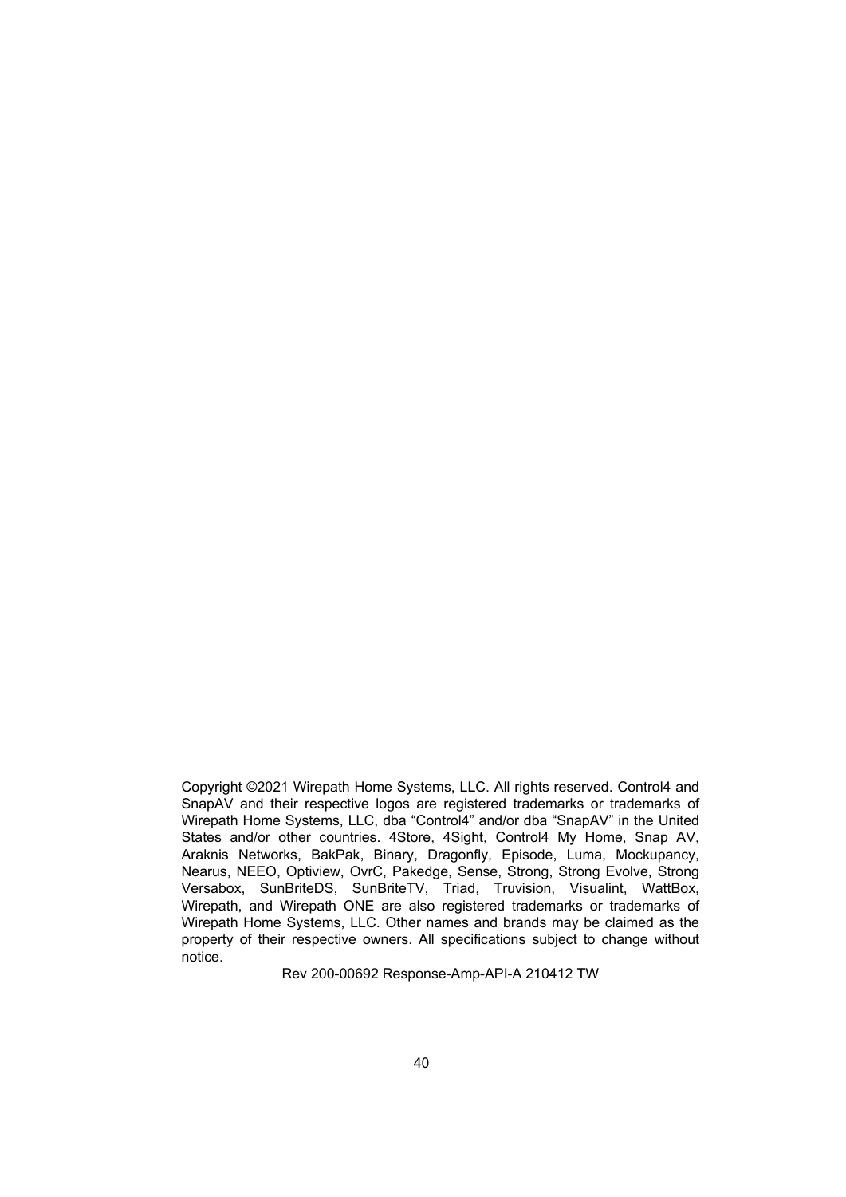Copyright ©2021 Wirepath Home Systems, LLC. All rights reserved. Control4 and SnapAV and their respective logos are registered trademarks or trademarks of Wirepath Home Systems, LLC, dba “Control4” and/or dba “SnapAV” in the United States and/or other countries. 4Store, 4Sight, Control4 My Home, Snap AV, Araknis Networks, BakPak, Binary, Dragonfly, Episode, Luma, Mockupancy, Nearus, NEEO, Optiview, OvrC, Pakedge, Sense, Strong, Strong Evolve, Strong Versabox, SunBriteDS, SunBriteTV, Triad, Truvision, Visualint, WattBox, Wirepath, and Wirepath ONE are also registered trademarks or trademarks of Wirepath Home Systems, LLC. Other names and brands may be claimed as the property of their respective owners. All specifications subject to change without notice.

Rev 200-00692 Response-Amp-API-A 210412 TW